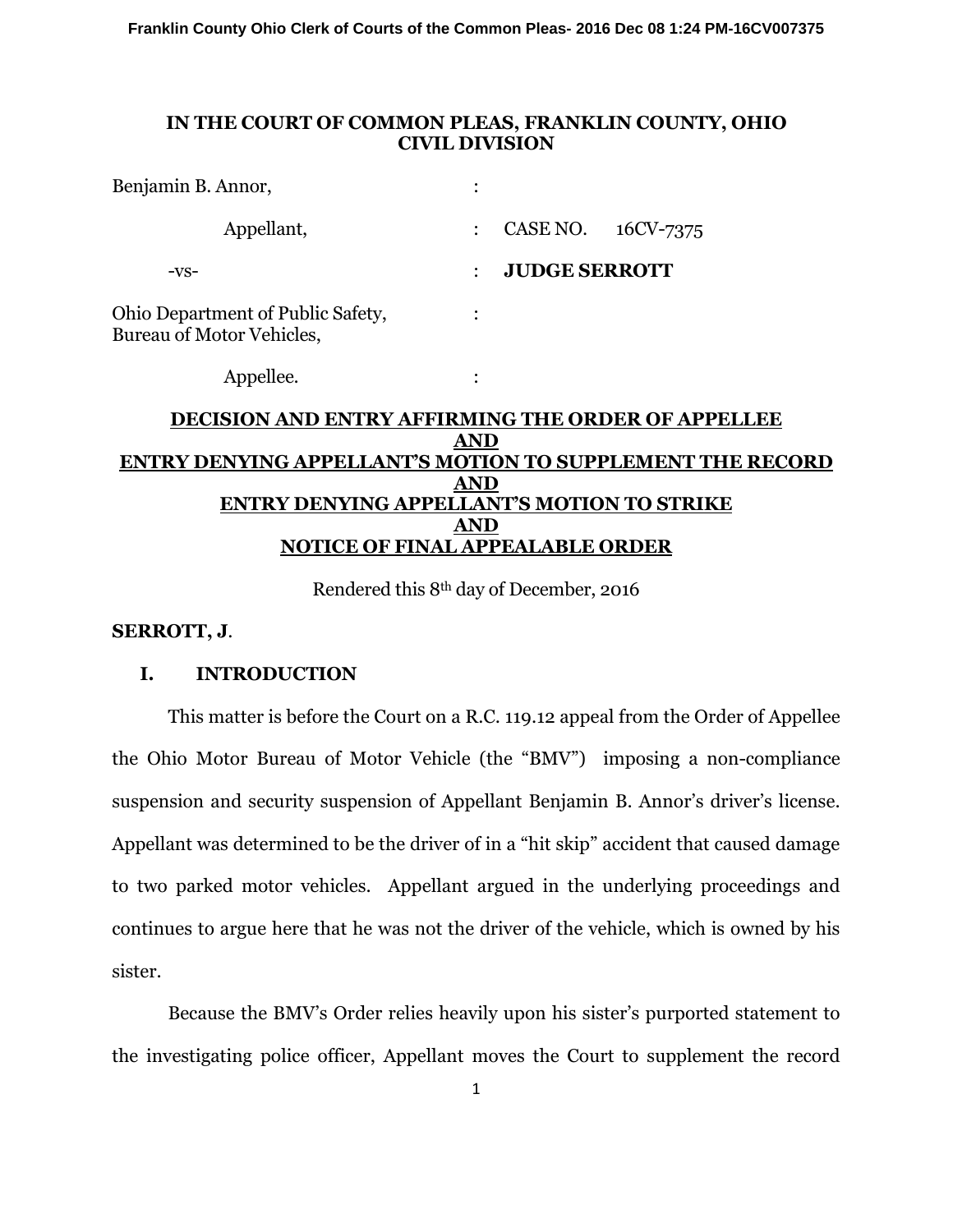Franklin County Ohio Clerk of Courts of the Common Pleas- 2016 Dec 08 1:24 PM-16CV007375

**IN THE COURT OF COMMON PLEAS, FRANKLIN COUNTY, OHIO**
**CIVIL DIVISION**

| | | |
|---|---|---|
| Benjamin B. Annor, | : | |
| Appellant, | : | CASE NO. 16CV-7375 |
| -vs- | : | **JUDGE SERROTT** |
| Ohio Department of Public Safety, Bureau of Motor Vehicles, | : | |
| Appellee. | : | |

**DECISION AND ENTRY AFFIRMING THE ORDER OF APPELLEE**
**AND**
**ENTRY DENYING APPELLANT'S MOTION TO SUPPLEMENT THE RECORD**
**AND**
**ENTRY DENYING APPELLANT'S MOTION TO STRIKE**
**AND**
**NOTICE OF FINAL APPEALABLE ORDER**

Rendered this 8th day of December, 2016

**SERROTT, J**.

## I. INTRODUCTION

This matter is before the Court on a R.C. 119.12 appeal from the Order of Appellee the Ohio Motor Bureau of Motor Vehicle (the "BMV") imposing a non-compliance suspension and security suspension of Appellant Benjamin B. Annor's driver's license. Appellant was determined to be the driver of in a "hit skip" accident that caused damage to two parked motor vehicles. Appellant argued in the underlying proceedings and continues to argue here that he was not the driver of the vehicle, which is owned by his sister.

Because the BMV's Order relies heavily upon his sister's purported statement to the investigating police officer, Appellant moves the Court to supplement the record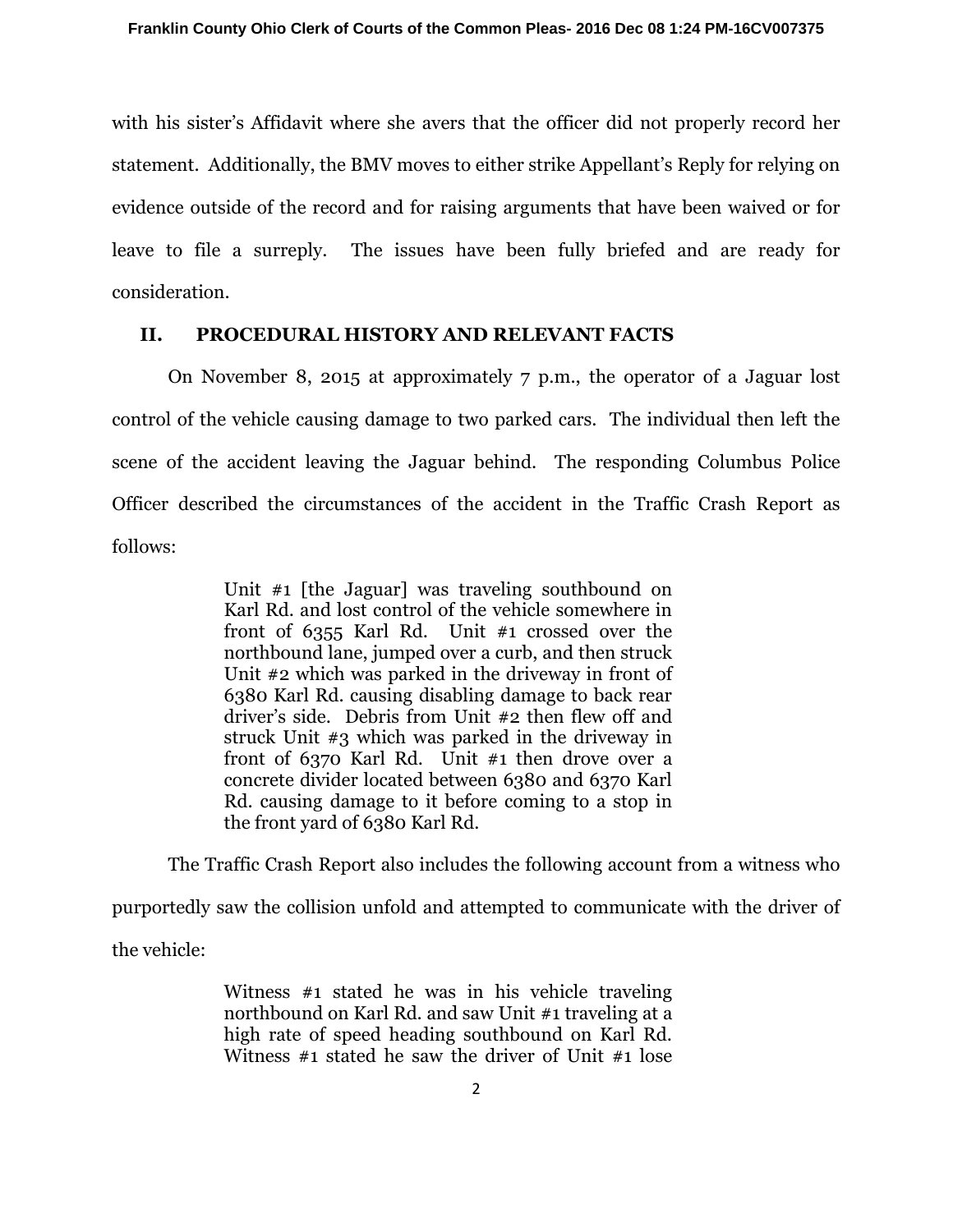with his sister's Affidavit where she avers that the officer did not properly record her statement. Additionally, the BMV moves to either strike Appellant's Reply for relying on evidence outside of the record and for raising arguments that have been waived or for leave to file a surreply. The issues have been fully briefed and are ready for consideration.

## II. PROCEDURAL HISTORY AND RELEVANT FACTS

On November 8, 2015 at approximately 7 p.m., the operator of a Jaguar lost control of the vehicle causing damage to two parked cars. The individual then left the scene of the accident leaving the Jaguar behind. The responding Columbus Police Officer described the circumstances of the accident in the Traffic Crash Report as follows:

> Unit #1 [the Jaguar] was traveling southbound on Karl Rd. and lost control of the vehicle somewhere in front of 6355 Karl Rd. Unit #1 crossed over the northbound lane, jumped over a curb, and then struck Unit #2 which was parked in the driveway in front of 6380 Karl Rd. causing disabling damage to back rear driver's side. Debris from Unit #2 then flew off and struck Unit #3 which was parked in the driveway in front of 6370 Karl Rd. Unit #1 then drove over a concrete divider located between 6380 and 6370 Karl Rd. causing damage to it before coming to a stop in the front yard of 6380 Karl Rd.

The Traffic Crash Report also includes the following account from a witness who purportedly saw the collision unfold and attempted to communicate with the driver of the vehicle:

> Witness #1 stated he was in his vehicle traveling northbound on Karl Rd. and saw Unit #1 traveling at a high rate of speed heading southbound on Karl Rd. Witness #1 stated he saw the driver of Unit #1 lose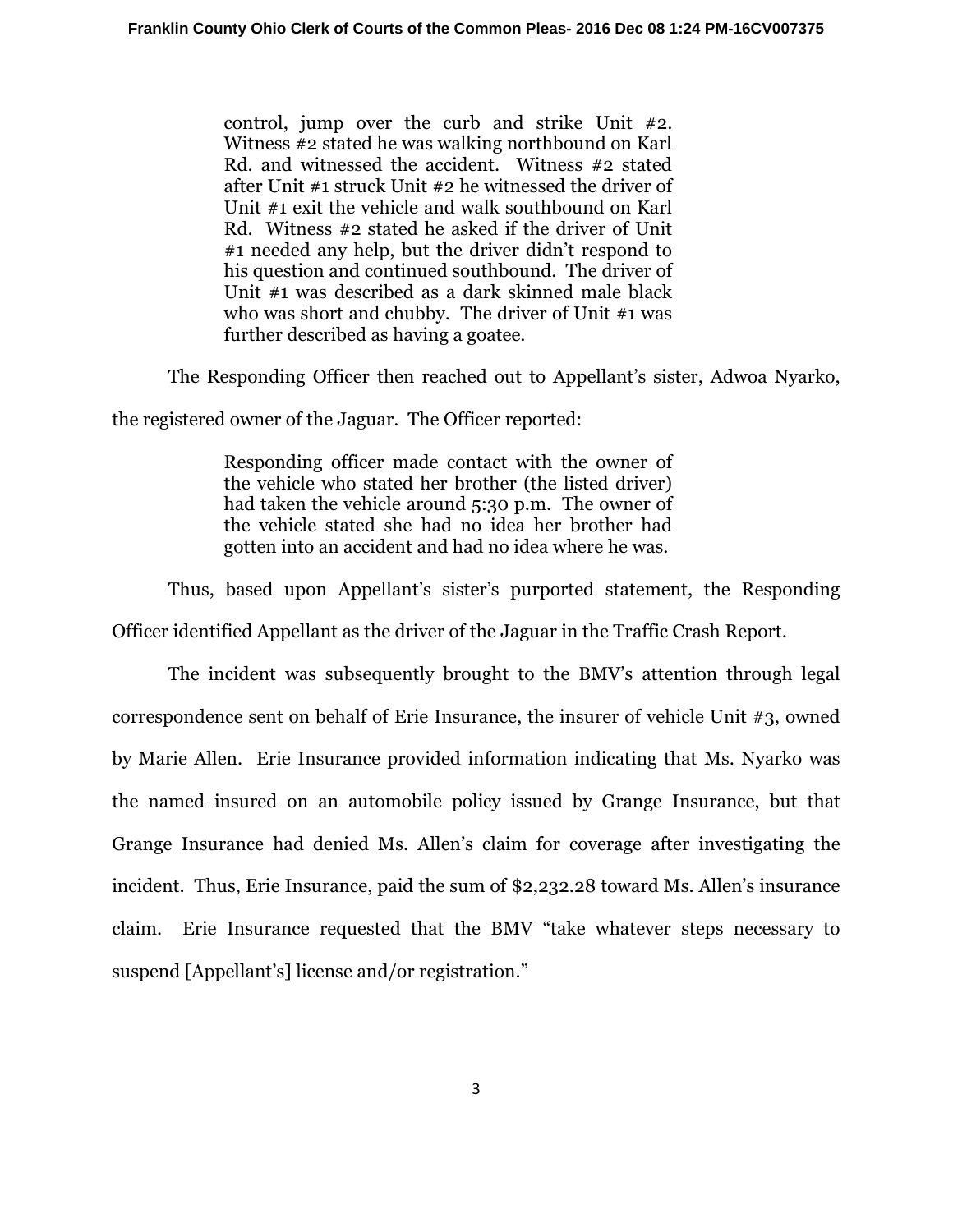> control, jump over the curb and strike Unit #2. Witness #2 stated he was walking northbound on Karl Rd. and witnessed the accident. Witness #2 stated after Unit #1 struck Unit #2 he witnessed the driver of Unit #1 exit the vehicle and walk southbound on Karl Rd. Witness #2 stated he asked if the driver of Unit #1 needed any help, but the driver didn't respond to his question and continued southbound. The driver of Unit #1 was described as a dark skinned male black who was short and chubby. The driver of Unit #1 was further described as having a goatee.

The Responding Officer then reached out to Appellant's sister, Adwoa Nyarko, the registered owner of the Jaguar. The Officer reported:

> Responding officer made contact with the owner of the vehicle who stated her brother (the listed driver) had taken the vehicle around 5:30 p.m. The owner of the vehicle stated she had no idea her brother had gotten into an accident and had no idea where he was.

Thus, based upon Appellant's sister's purported statement, the Responding Officer identified Appellant as the driver of the Jaguar in the Traffic Crash Report.

The incident was subsequently brought to the BMV's attention through legal correspondence sent on behalf of Erie Insurance, the insurer of vehicle Unit #3, owned by Marie Allen. Erie Insurance provided information indicating that Ms. Nyarko was the named insured on an automobile policy issued by Grange Insurance, but that Grange Insurance had denied Ms. Allen's claim for coverage after investigating the incident. Thus, Erie Insurance, paid the sum of $2,232.28 toward Ms. Allen's insurance claim. Erie Insurance requested that the BMV "take whatever steps necessary to suspend [Appellant's] license and/or registration."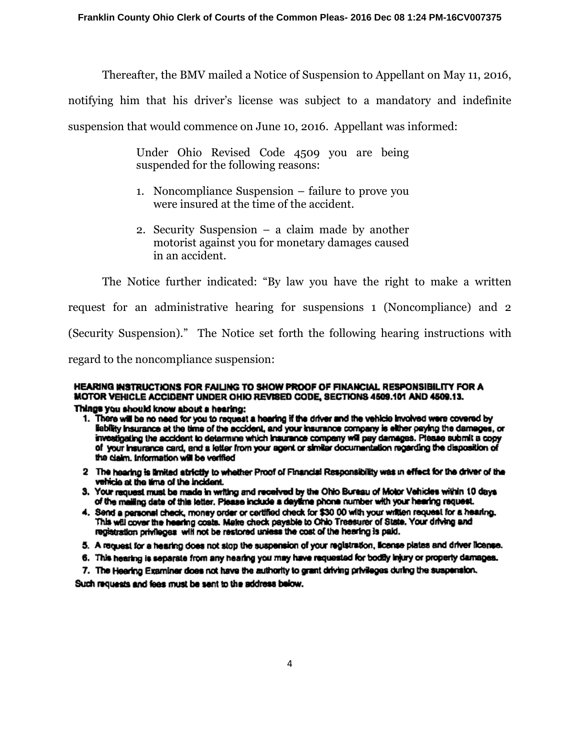Thereafter, the BMV mailed a Notice of Suspension to Appellant on May 11, 2016, notifying him that his driver's license was subject to a mandatory and indefinite suspension that would commence on June 10, 2016. Appellant was informed:

> Under Ohio Revised Code 4509 you are being suspended for the following reasons:
>
> 1. Noncompliance Suspension – failure to prove you were insured at the time of the accident.
>
> 2. Security Suspension – a claim made by another motorist against you for monetary damages caused in an accident.

The Notice further indicated: "By law you have the right to make a written request for an administrative hearing for suspensions 1 (Noncompliance) and 2 (Security Suspension)." The Notice set forth the following hearing instructions with regard to the noncompliance suspension:

**HEARING INSTRUCTIONS FOR FAILING TO SHOW PROOF OF FINANCIAL RESPONSIBILITY FOR A MOTOR VEHICLE ACCIDENT UNDER OHIO REVISED CODE, SECTIONS 4509.101 AND 4509.13.**

**Things you should know about a hearing:**

1. **There will be no need for you to request a hearing if the driver and the vehicle involved were covered by liability insurance at the time of the accident, and your insurance company is either paying the damages, or investigating the accident to determine which insurance company will pay damages. Please submit a copy of your insurance card, and a letter from your agent or similar documentation regarding the disposition of the claim. Information will be verified**
2. **The hearing is limited strictly to whether Proof of Financial Responsibility was in effect for the driver of the vehicle at the time of the incident.**
3. **Your request must be made in writing and received by the Ohio Bureau of Motor Vehicles within 10 days of the mailing date of this letter. Please include a daytime phone number with your hearing request.**
4. **Send a personal check, money order or certified check for $30 00 with your written request for a hearing. This will cover the hearing costs. Make check payable to Ohio Treasurer of State. Your driving and registration privileges will not be restored unless the cost of the hearing is paid.**
5. **A request for a hearing does not stop the suspension of your registration, license plates and driver license.**
6. **This hearing is separate from any hearing you may have requested for bodily injury or property damages.**
7. **The Hearing Examiner does not have the authority to grant driving privileges during the suspension.**

**Such requests and fees must be sent to the address below.**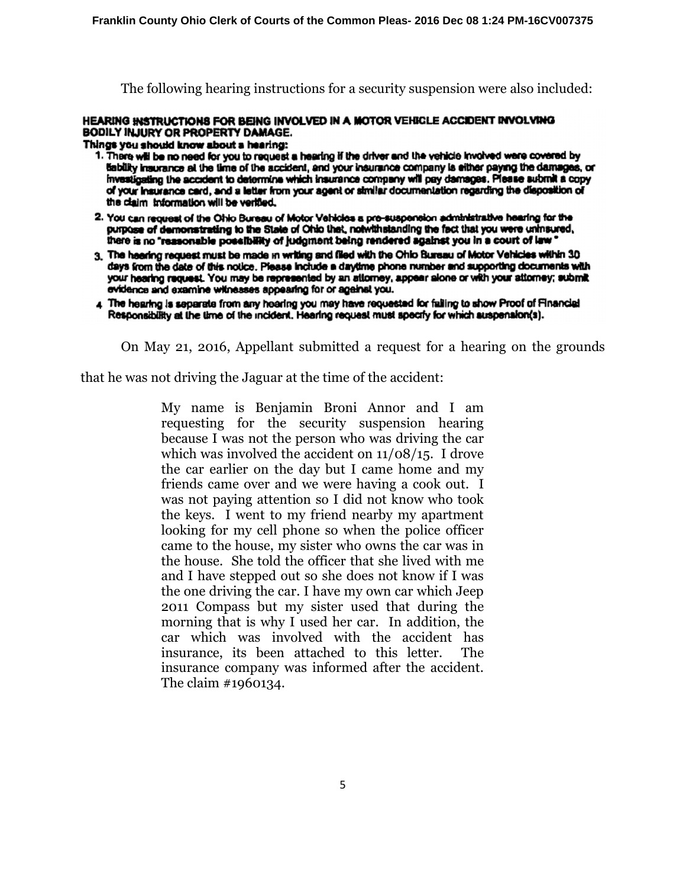The following hearing instructions for a security suspension were also included:

**HEARING INSTRUCTIONS FOR BEING INVOLVED IN A MOTOR VEHICLE ACCIDENT INVOLVING BODILY INJURY OR PROPERTY DAMAGE.**

**Things you should know about a hearing:**

1. There will be no need for you to request a hearing if the driver and the vehicle involved were covered by liability insurance at the time of the accident, and your insurance company is either paying the damages, or investigating the accident to determine which insurance company will pay damages. Please submit a copy of your insurance card, and a letter from your agent or similar documentation regarding the disposition of the claim information will be verified.
2. You can request of the Ohio Bureau of Motor Vehicles a pre-suspension administrative hearing for the purpose of demonstrating to the State of Ohio that, notwithstanding the fact that you were uninsured, there is no "reasonable possibility of judgment being rendered against you in a court of law"
3. The hearing request must be made in writing and filed with the Ohio Bureau of Motor Vehicles within 30 days from the date of this notice. Please include a daytime phone number and supporting documents with your hearing request. You may be represented by an attorney, appear alone or with your attorney; submit evidence and examine witnesses appearing for or against you.
4. The hearing is separate from any hearing you may have requested for failing to show Proof of Financial Responsibility at the time of the incident. Hearing request must specify for which suspension(s).

On May 21, 2016, Appellant submitted a request for a hearing on the grounds that he was not driving the Jaguar at the time of the accident:

> My name is Benjamin Broni Annor and I am requesting for the security suspension hearing because I was not the person who was driving the car which was involved the accident on 11/08/15. I drove the car earlier on the day but I came home and my friends came over and we were having a cook out. I was not paying attention so I did not know who took the keys. I went to my friend nearby my apartment looking for my cell phone so when the police officer came to the house, my sister who owns the car was in the house. She told the officer that she lived with me and I have stepped out so she does not know if I was the one driving the car. I have my own car which Jeep 2011 Compass but my sister used that during the morning that is why I used her car. In addition, the car which was involved with the accident has insurance, its been attached to this letter. The insurance company was informed after the accident. The claim #1960134.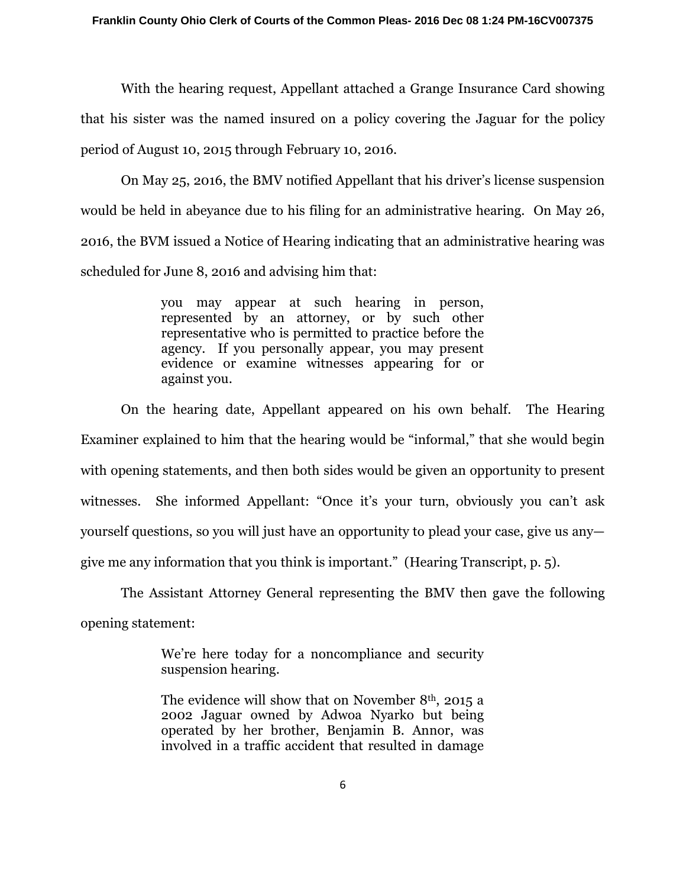With the hearing request, Appellant attached a Grange Insurance Card showing that his sister was the named insured on a policy covering the Jaguar for the policy period of August 10, 2015 through February 10, 2016.

On May 25, 2016, the BMV notified Appellant that his driver's license suspension would be held in abeyance due to his filing for an administrative hearing. On May 26, 2016, the BVM issued a Notice of Hearing indicating that an administrative hearing was scheduled for June 8, 2016 and advising him that:

> you may appear at such hearing in person, represented by an attorney, or by such other representative who is permitted to practice before the agency. If you personally appear, you may present evidence or examine witnesses appearing for or against you.

On the hearing date, Appellant appeared on his own behalf. The Hearing Examiner explained to him that the hearing would be "informal," that she would begin with opening statements, and then both sides would be given an opportunity to present witnesses. She informed Appellant: "Once it's your turn, obviously you can't ask yourself questions, so you will just have an opportunity to plead your case, give us any—give me any information that you think is important." (Hearing Transcript, p. 5).

The Assistant Attorney General representing the BMV then gave the following opening statement:

> We're here today for a noncompliance and security suspension hearing.
>
> The evidence will show that on November 8th, 2015 a 2002 Jaguar owned by Adwoa Nyarko but being operated by her brother, Benjamin B. Annor, was involved in a traffic accident that resulted in damage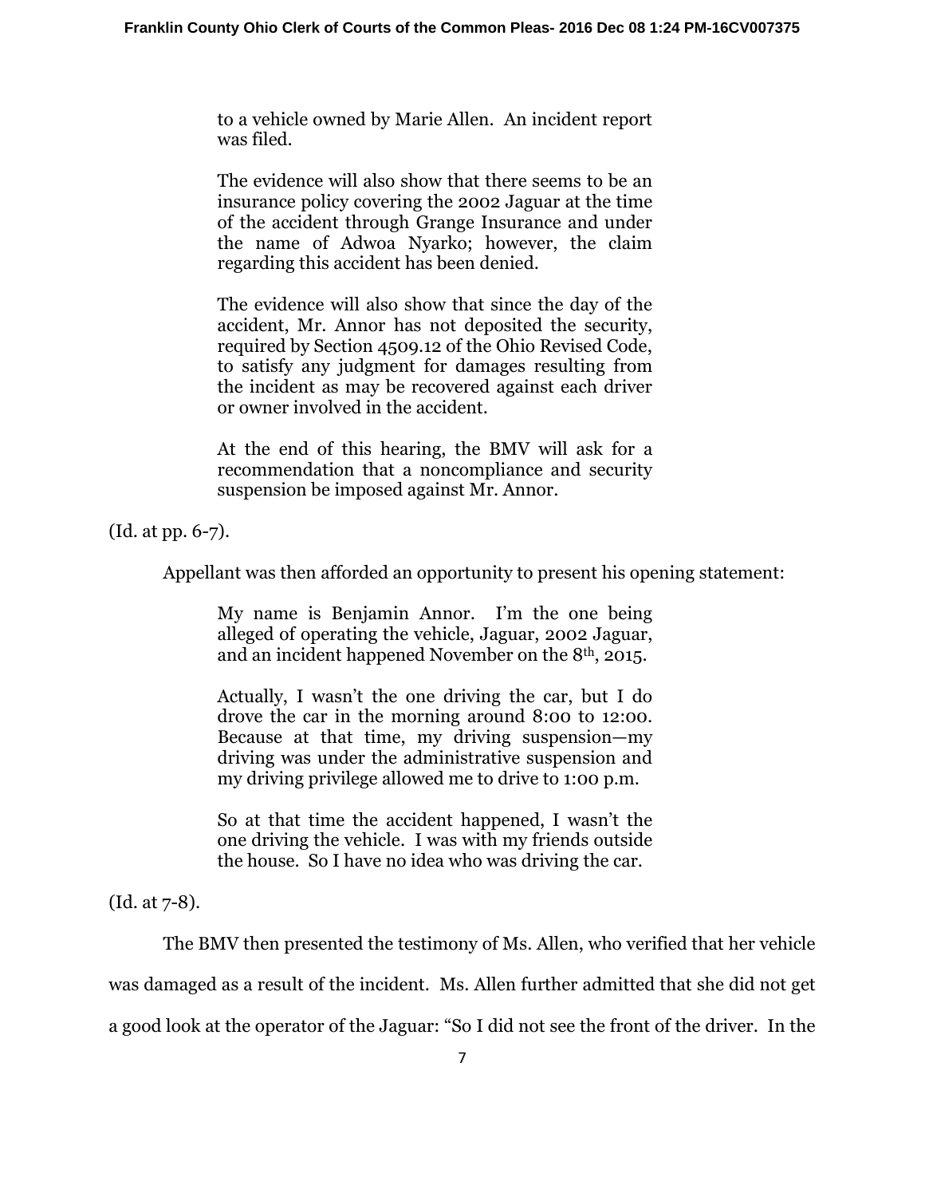> to a vehicle owned by Marie Allen. An incident report was filed.
>
> The evidence will also show that there seems to be an insurance policy covering the 2002 Jaguar at the time of the accident through Grange Insurance and under the name of Adwoa Nyarko; however, the claim regarding this accident has been denied.
>
> The evidence will also show that since the day of the accident, Mr. Annor has not deposited the security, required by Section 4509.12 of the Ohio Revised Code, to satisfy any judgment for damages resulting from the incident as may be recovered against each driver or owner involved in the accident.
>
> At the end of this hearing, the BMV will ask for a recommendation that a noncompliance and security suspension be imposed against Mr. Annor.

(Id. at pp. 6-7).

Appellant was then afforded an opportunity to present his opening statement:

> My name is Benjamin Annor. I'm the one being alleged of operating the vehicle, Jaguar, 2002 Jaguar, and an incident happened November on the 8th, 2015.
>
> Actually, I wasn't the one driving the car, but I do drove the car in the morning around 8:00 to 12:00. Because at that time, my driving suspension—my driving was under the administrative suspension and my driving privilege allowed me to drive to 1:00 p.m.
>
> So at that time the accident happened, I wasn't the one driving the vehicle. I was with my friends outside the house. So I have no idea who was driving the car.

(Id. at 7-8).

The BMV then presented the testimony of Ms. Allen, who verified that her vehicle was damaged as a result of the incident. Ms. Allen further admitted that she did not get a good look at the operator of the Jaguar: "So I did not see the front of the driver. In the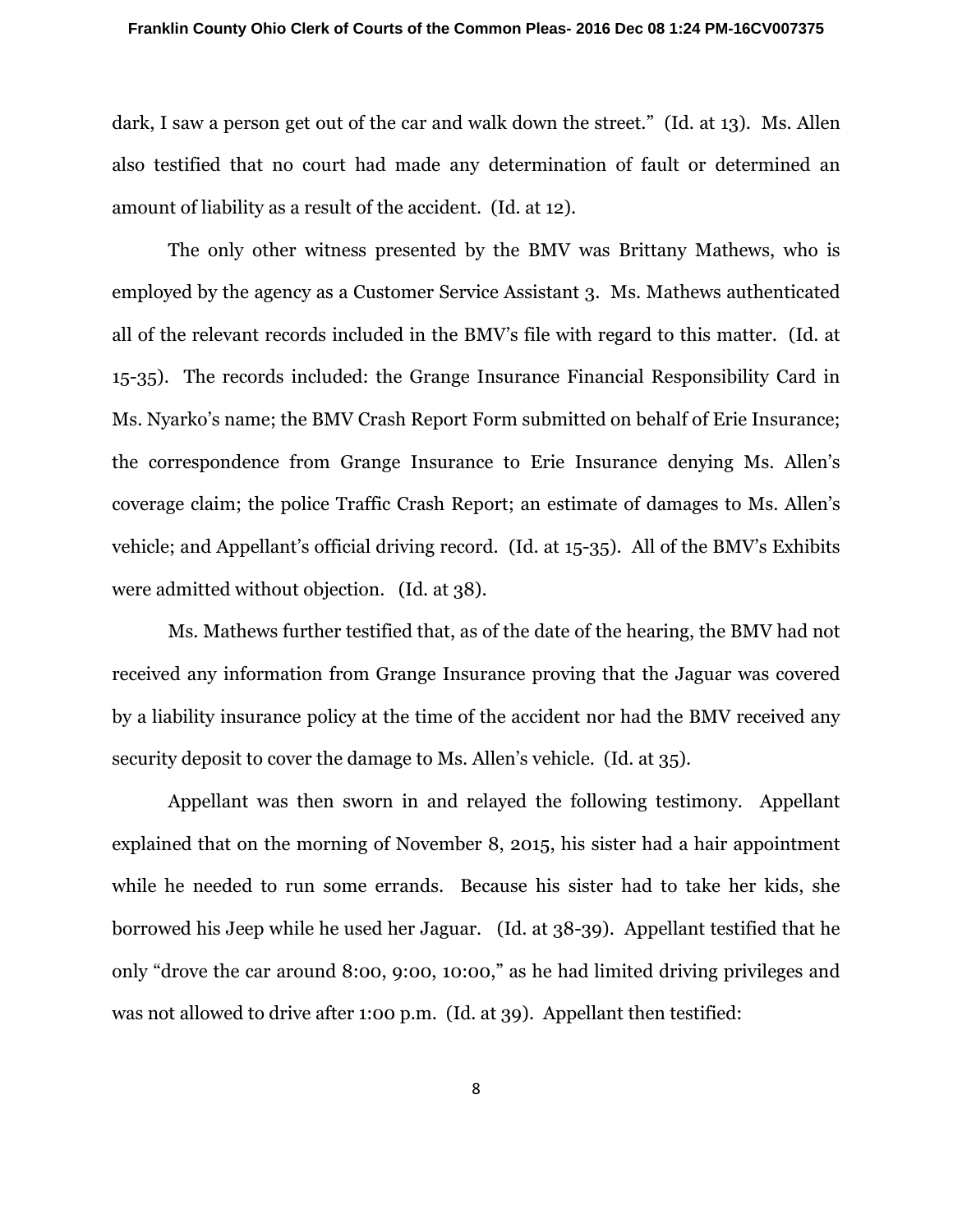dark, I saw a person get out of the car and walk down the street." (Id. at 13). Ms. Allen also testified that no court had made any determination of fault or determined an amount of liability as a result of the accident. (Id. at 12).

The only other witness presented by the BMV was Brittany Mathews, who is employed by the agency as a Customer Service Assistant 3. Ms. Mathews authenticated all of the relevant records included in the BMV's file with regard to this matter. (Id. at 15-35). The records included: the Grange Insurance Financial Responsibility Card in Ms. Nyarko's name; the BMV Crash Report Form submitted on behalf of Erie Insurance; the correspondence from Grange Insurance to Erie Insurance denying Ms. Allen's coverage claim; the police Traffic Crash Report; an estimate of damages to Ms. Allen's vehicle; and Appellant's official driving record. (Id. at 15-35). All of the BMV's Exhibits were admitted without objection. (Id. at 38).

Ms. Mathews further testified that, as of the date of the hearing, the BMV had not received any information from Grange Insurance proving that the Jaguar was covered by a liability insurance policy at the time of the accident nor had the BMV received any security deposit to cover the damage to Ms. Allen's vehicle. (Id. at 35).

Appellant was then sworn in and relayed the following testimony. Appellant explained that on the morning of November 8, 2015, his sister had a hair appointment while he needed to run some errands. Because his sister had to take her kids, she borrowed his Jeep while he used her Jaguar. (Id. at 38-39). Appellant testified that he only "drove the car around 8:00, 9:00, 10:00," as he had limited driving privileges and was not allowed to drive after 1:00 p.m. (Id. at 39). Appellant then testified: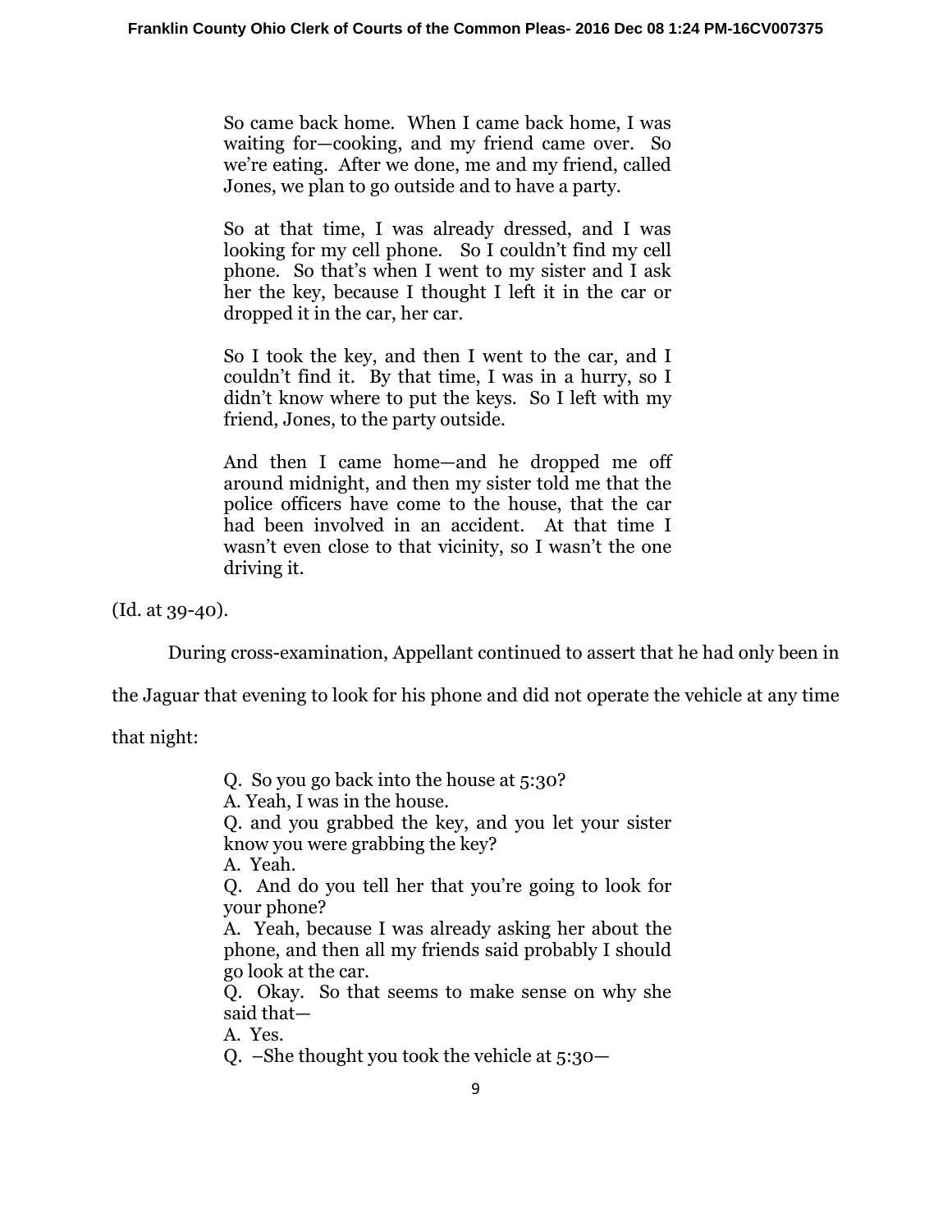> So came back home. When I came back home, I was waiting for—cooking, and my friend came over. So we're eating. After we done, me and my friend, called Jones, we plan to go outside and to have a party.
>
> So at that time, I was already dressed, and I was looking for my cell phone. So I couldn't find my cell phone. So that's when I went to my sister and I ask her the key, because I thought I left it in the car or dropped it in the car, her car.
>
> So I took the key, and then I went to the car, and I couldn't find it. By that time, I was in a hurry, so I didn't know where to put the keys. So I left with my friend, Jones, to the party outside.
>
> And then I came home—and he dropped me off around midnight, and then my sister told me that the police officers have come to the house, that the car had been involved in an accident. At that time I wasn't even close to that vicinity, so I wasn't the one driving it.

(Id. at 39-40).

During cross-examination, Appellant continued to assert that he had only been in the Jaguar that evening to look for his phone and did not operate the vehicle at any time that night:

> Q. So you go back into the house at 5:30?
> A. Yeah, I was in the house.
> Q. and you grabbed the key, and you let your sister know you were grabbing the key?
> A. Yeah.
> Q. And do you tell her that you're going to look for your phone?
> A. Yeah, because I was already asking her about the phone, and then all my friends said probably I should go look at the car.
> Q. Okay. So that seems to make sense on why she said that—
> A. Yes.
> Q. –She thought you took the vehicle at 5:30—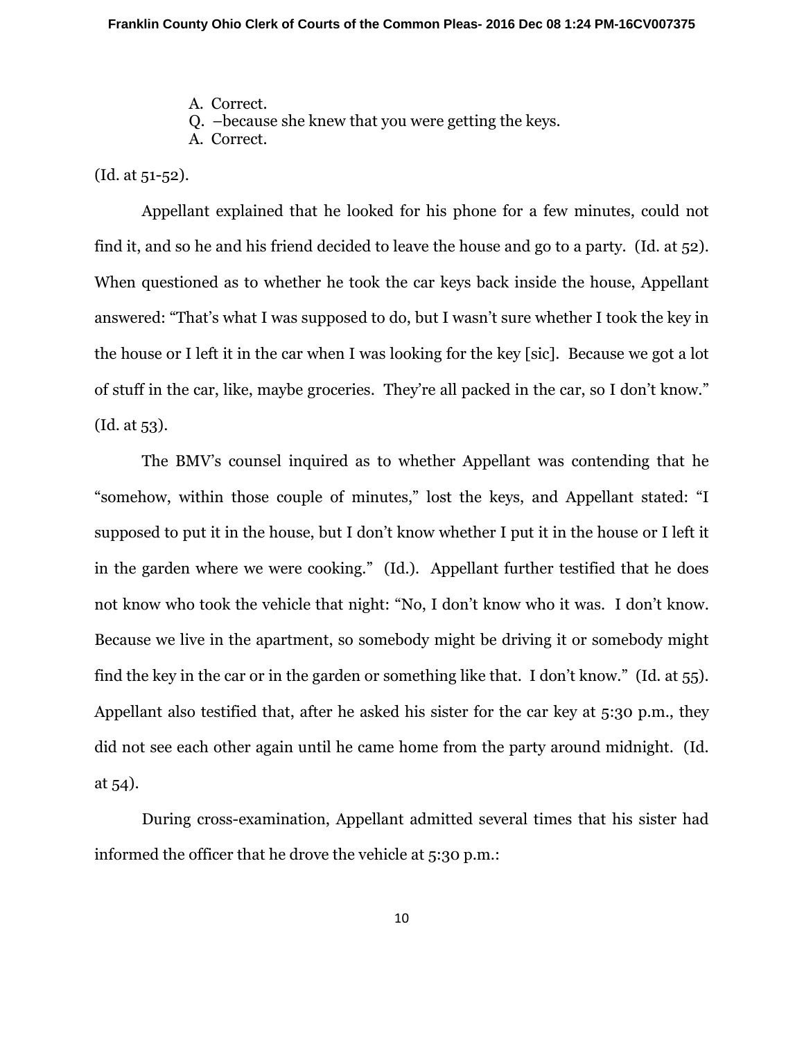A. Correct.
Q. –because she knew that you were getting the keys.
A. Correct.

(Id. at 51-52).

Appellant explained that he looked for his phone for a few minutes, could not find it, and so he and his friend decided to leave the house and go to a party. (Id. at 52). When questioned as to whether he took the car keys back inside the house, Appellant answered: "That's what I was supposed to do, but I wasn't sure whether I took the key in the house or I left it in the car when I was looking for the key [sic]. Because we got a lot of stuff in the car, like, maybe groceries. They're all packed in the car, so I don't know." (Id. at 53).

The BMV's counsel inquired as to whether Appellant was contending that he "somehow, within those couple of minutes," lost the keys, and Appellant stated: "I supposed to put it in the house, but I don't know whether I put it in the house or I left it in the garden where we were cooking." (Id.). Appellant further testified that he does not know who took the vehicle that night: "No, I don't know who it was. I don't know. Because we live in the apartment, so somebody might be driving it or somebody might find the key in the car or in the garden or something like that. I don't know." (Id. at 55). Appellant also testified that, after he asked his sister for the car key at 5:30 p.m., they did not see each other again until he came home from the party around midnight. (Id. at 54).

During cross-examination, Appellant admitted several times that his sister had informed the officer that he drove the vehicle at 5:30 p.m.: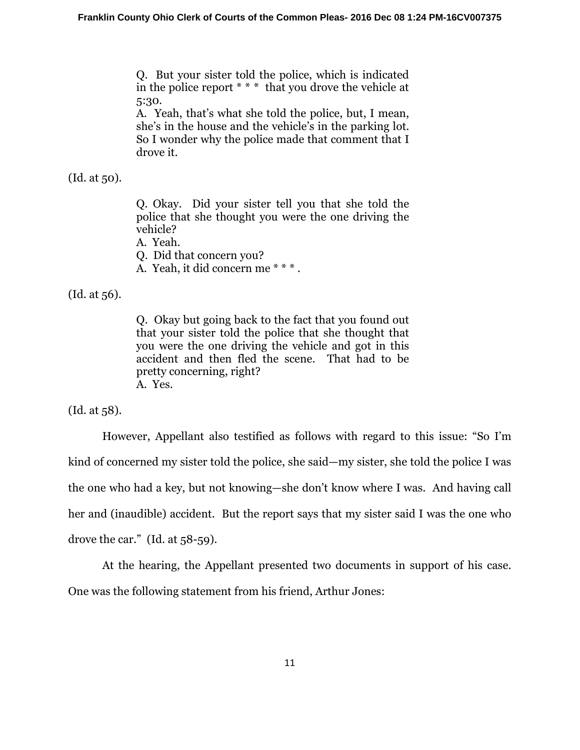> Q. But your sister told the police, which is indicated in the police report * * * that you drove the vehicle at 5:30.
> A. Yeah, that's what she told the police, but, I mean, she's in the house and the vehicle's in the parking lot. So I wonder why the police made that comment that I drove it.

(Id. at 50).

> Q. Okay. Did your sister tell you that she told the police that she thought you were the one driving the vehicle?
> A. Yeah.
> Q. Did that concern you?
> A. Yeah, it did concern me * * * .

(Id. at 56).

> Q. Okay but going back to the fact that you found out that your sister told the police that she thought that you were the one driving the vehicle and got in this accident and then fled the scene. That had to be pretty concerning, right?
> A. Yes.

(Id. at 58).

However, Appellant also testified as follows with regard to this issue: "So I'm kind of concerned my sister told the police, she said—my sister, she told the police I was the one who had a key, but not knowing—she don't know where I was. And having call her and (inaudible) accident. But the report says that my sister said I was the one who drove the car." (Id. at 58-59).

At the hearing, the Appellant presented two documents in support of his case. One was the following statement from his friend, Arthur Jones: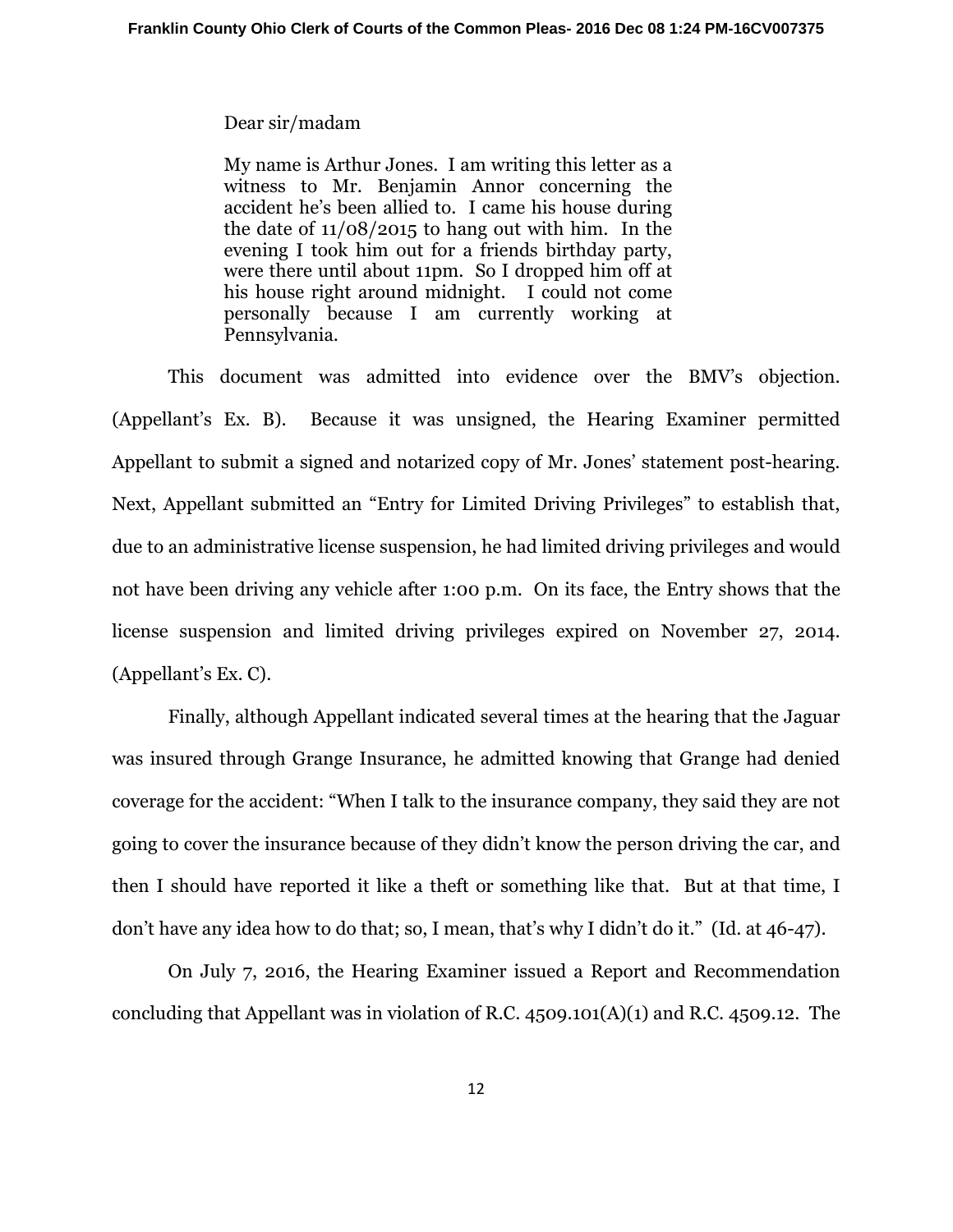> Dear sir/madam
>
> My name is Arthur Jones. I am writing this letter as a witness to Mr. Benjamin Annor concerning the accident he's been allied to. I came his house during the date of 11/08/2015 to hang out with him. In the evening I took him out for a friends birthday party, were there until about 11pm. So I dropped him off at his house right around midnight. I could not come personally because I am currently working at Pennsylvania.

This document was admitted into evidence over the BMV's objection. (Appellant's Ex. B). Because it was unsigned, the Hearing Examiner permitted Appellant to submit a signed and notarized copy of Mr. Jones' statement post-hearing. Next, Appellant submitted an "Entry for Limited Driving Privileges" to establish that, due to an administrative license suspension, he had limited driving privileges and would not have been driving any vehicle after 1:00 p.m. On its face, the Entry shows that the license suspension and limited driving privileges expired on November 27, 2014. (Appellant's Ex. C).

Finally, although Appellant indicated several times at the hearing that the Jaguar was insured through Grange Insurance, he admitted knowing that Grange had denied coverage for the accident: "When I talk to the insurance company, they said they are not going to cover the insurance because of they didn't know the person driving the car, and then I should have reported it like a theft or something like that. But at that time, I don't have any idea how to do that; so, I mean, that's why I didn't do it." (Id. at 46-47).

On July 7, 2016, the Hearing Examiner issued a Report and Recommendation concluding that Appellant was in violation of R.C. 4509.101(A)(1) and R.C. 4509.12. The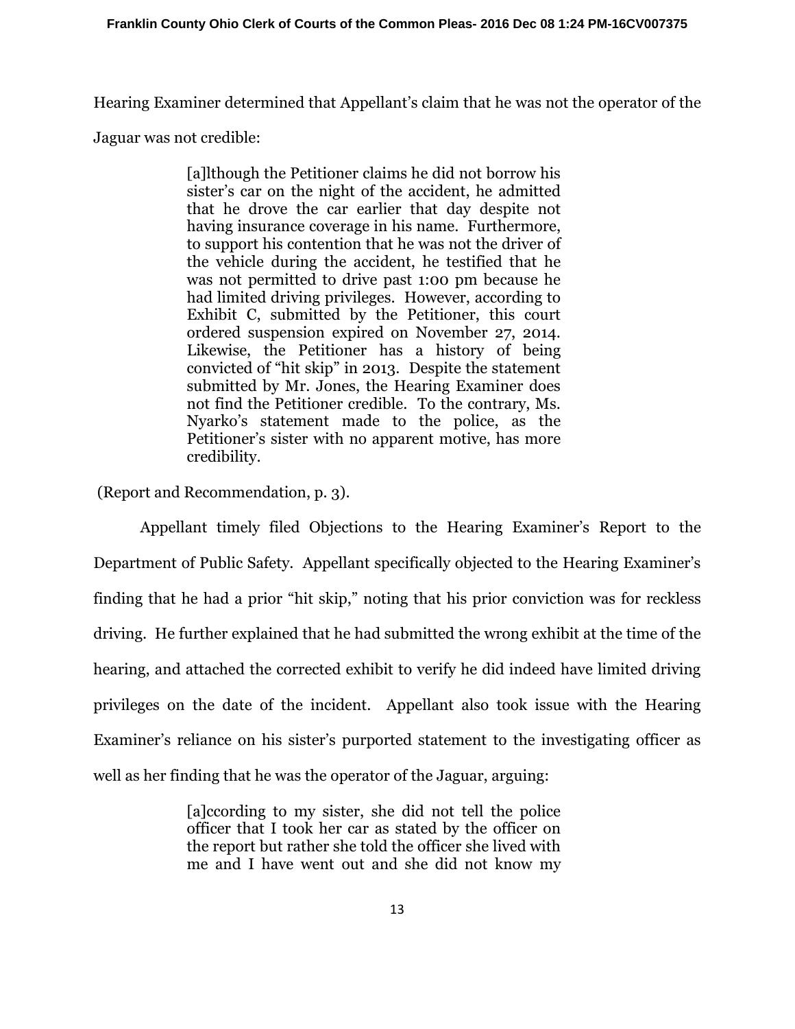Hearing Examiner determined that Appellant's claim that he was not the operator of the Jaguar was not credible:

> [a]lthough the Petitioner claims he did not borrow his sister's car on the night of the accident, he admitted that he drove the car earlier that day despite not having insurance coverage in his name. Furthermore, to support his contention that he was not the driver of the vehicle during the accident, he testified that he was not permitted to drive past 1:00 pm because he had limited driving privileges. However, according to Exhibit C, submitted by the Petitioner, this court ordered suspension expired on November 27, 2014. Likewise, the Petitioner has a history of being convicted of "hit skip" in 2013. Despite the statement submitted by Mr. Jones, the Hearing Examiner does not find the Petitioner credible. To the contrary, Ms. Nyarko's statement made to the police, as the Petitioner's sister with no apparent motive, has more credibility.

(Report and Recommendation, p. 3).

Appellant timely filed Objections to the Hearing Examiner's Report to the Department of Public Safety. Appellant specifically objected to the Hearing Examiner's finding that he had a prior "hit skip," noting that his prior conviction was for reckless driving. He further explained that he had submitted the wrong exhibit at the time of the hearing, and attached the corrected exhibit to verify he did indeed have limited driving privileges on the date of the incident. Appellant also took issue with the Hearing Examiner's reliance on his sister's purported statement to the investigating officer as well as her finding that he was the operator of the Jaguar, arguing:

> [a]ccording to my sister, she did not tell the police officer that I took her car as stated by the officer on the report but rather she told the officer she lived with me and I have went out and she did not know my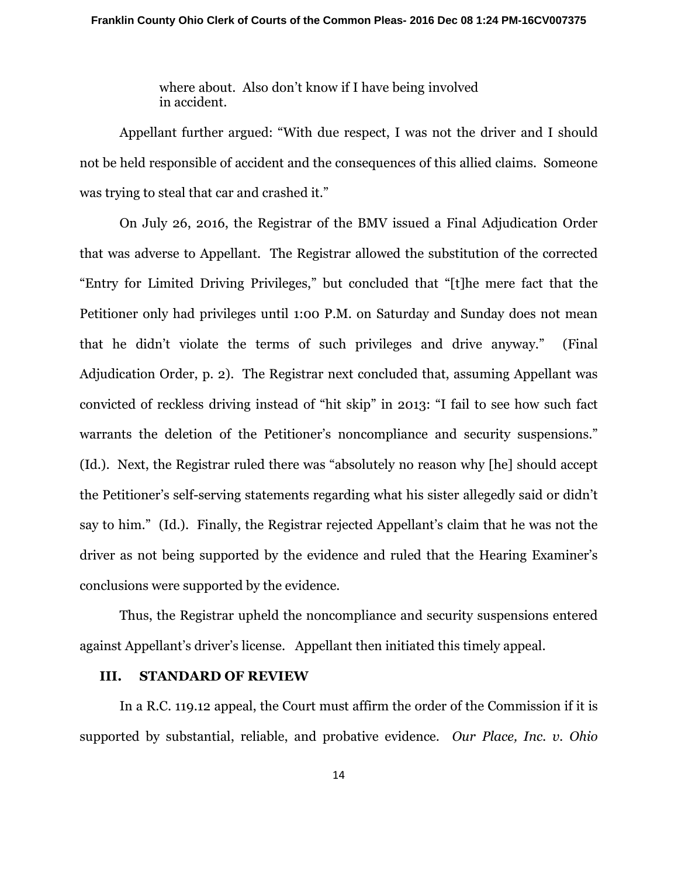> where about. Also don't know if I have being involved in accident.

Appellant further argued: "With due respect, I was not the driver and I should not be held responsible of accident and the consequences of this allied claims. Someone was trying to steal that car and crashed it."

On July 26, 2016, the Registrar of the BMV issued a Final Adjudication Order that was adverse to Appellant. The Registrar allowed the substitution of the corrected "Entry for Limited Driving Privileges," but concluded that "[t]he mere fact that the Petitioner only had privileges until 1:00 P.M. on Saturday and Sunday does not mean that he didn't violate the terms of such privileges and drive anyway." (Final Adjudication Order, p. 2). The Registrar next concluded that, assuming Appellant was convicted of reckless driving instead of "hit skip" in 2013: "I fail to see how such fact warrants the deletion of the Petitioner's noncompliance and security suspensions." (Id.). Next, the Registrar ruled there was "absolutely no reason why [he] should accept the Petitioner's self-serving statements regarding what his sister allegedly said or didn't say to him." (Id.). Finally, the Registrar rejected Appellant's claim that he was not the driver as not being supported by the evidence and ruled that the Hearing Examiner's conclusions were supported by the evidence.

Thus, the Registrar upheld the noncompliance and security suspensions entered against Appellant's driver's license. Appellant then initiated this timely appeal.

## III. STANDARD OF REVIEW

In a R.C. 119.12 appeal, the Court must affirm the order of the Commission if it is supported by substantial, reliable, and probative evidence. *Our Place, Inc. v. Ohio*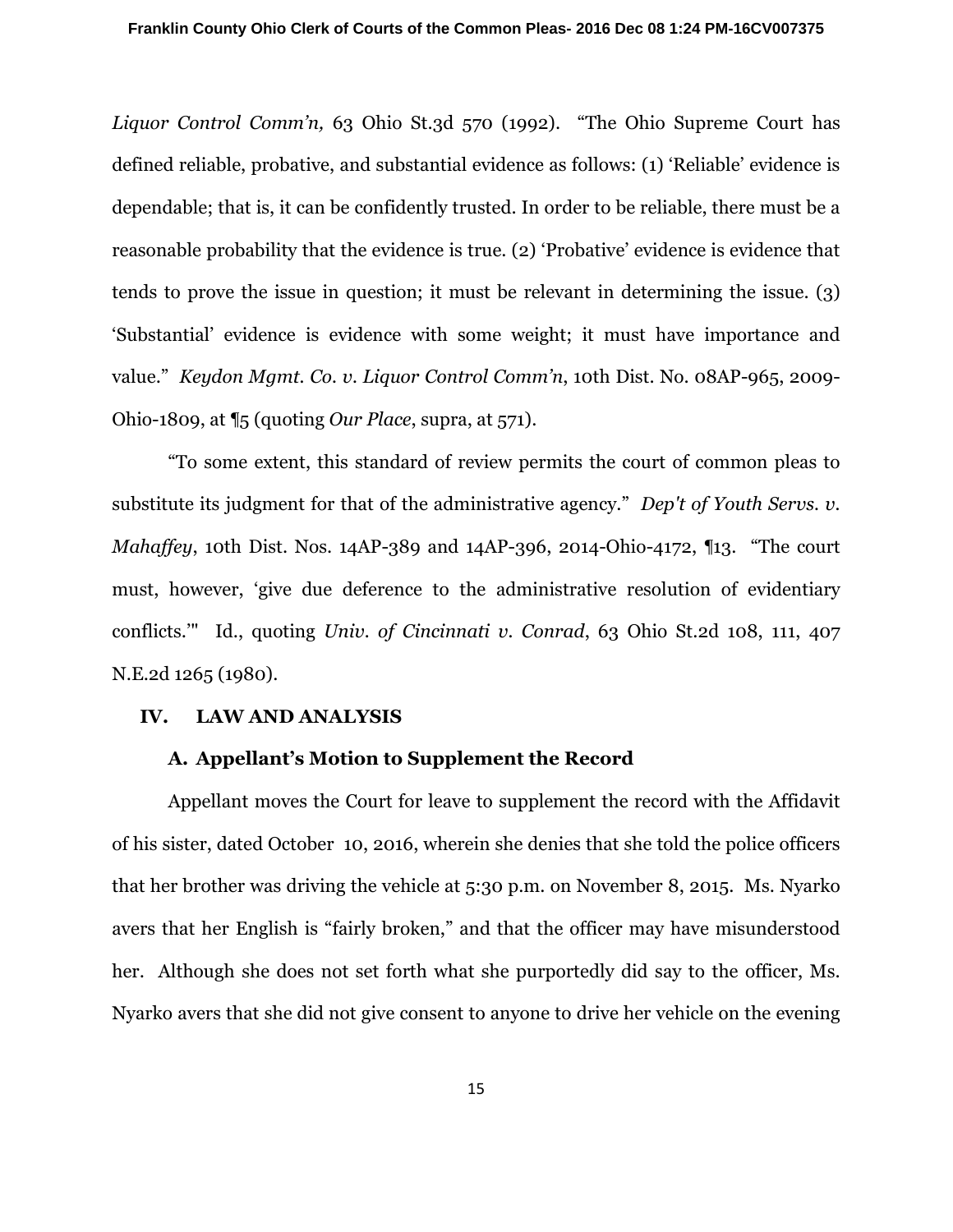*Liquor Control Comm'n,* 63 Ohio St.3d 570 (1992). "The Ohio Supreme Court has defined reliable, probative, and substantial evidence as follows: (1) 'Reliable' evidence is dependable; that is, it can be confidently trusted. In order to be reliable, there must be a reasonable probability that the evidence is true. (2) 'Probative' evidence is evidence that tends to prove the issue in question; it must be relevant in determining the issue. (3) 'Substantial' evidence is evidence with some weight; it must have importance and value." *Keydon Mgmt. Co. v. Liquor Control Comm'n*, 10th Dist. No. 08AP-965, 2009-Ohio-1809, at ¶5 (quoting *Our Place*, supra, at 571).

"To some extent, this standard of review permits the court of common pleas to substitute its judgment for that of the administrative agency." *Dep't of Youth Servs. v. Mahaffey*, 10th Dist. Nos. 14AP-389 and 14AP-396, 2014-Ohio-4172, ¶13. "The court must, however, 'give due deference to the administrative resolution of evidentiary conflicts.'" Id., quoting *Univ. of Cincinnati v. Conrad*, 63 Ohio St.2d 108, 111, 407 N.E.2d 1265 (1980).

## IV. LAW AND ANALYSIS

### A. Appellant's Motion to Supplement the Record

Appellant moves the Court for leave to supplement the record with the Affidavit of his sister, dated October 10, 2016, wherein she denies that she told the police officers that her brother was driving the vehicle at 5:30 p.m. on November 8, 2015. Ms. Nyarko avers that her English is "fairly broken," and that the officer may have misunderstood her. Although she does not set forth what she purportedly did say to the officer, Ms. Nyarko avers that she did not give consent to anyone to drive her vehicle on the evening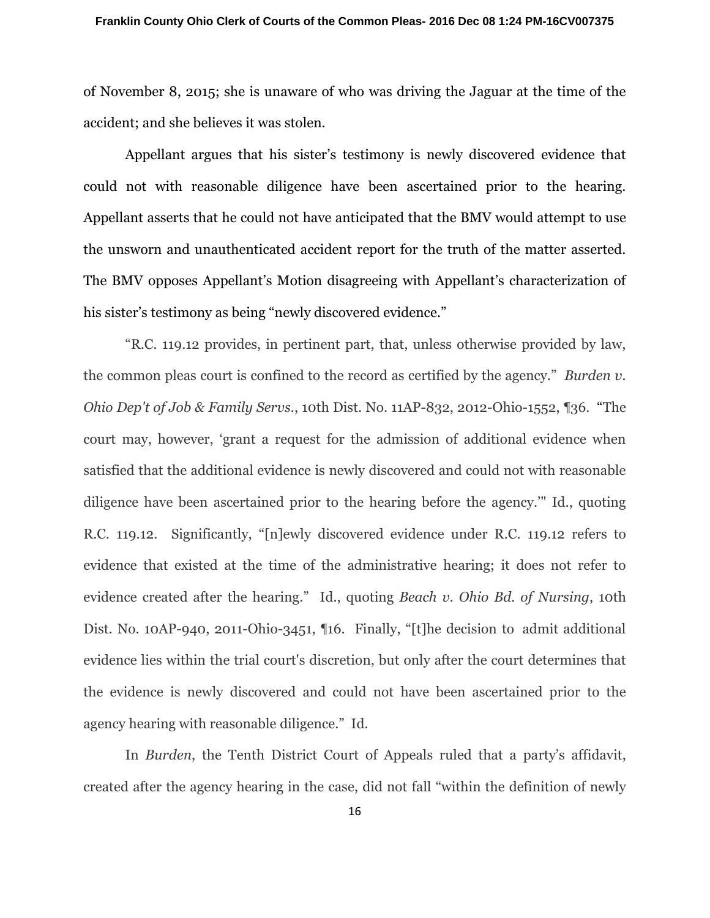of November 8, 2015; she is unaware of who was driving the Jaguar at the time of the accident; and she believes it was stolen.

Appellant argues that his sister's testimony is newly discovered evidence that could not with reasonable diligence have been ascertained prior to the hearing. Appellant asserts that he could not have anticipated that the BMV would attempt to use the unsworn and unauthenticated accident report for the truth of the matter asserted. The BMV opposes Appellant's Motion disagreeing with Appellant's characterization of his sister's testimony as being "newly discovered evidence."

"R.C. 119.12 provides, in pertinent part, that, unless otherwise provided by law, the common pleas court is confined to the record as certified by the agency." *Burden v. Ohio Dep't of Job & Family Servs.*, 10th Dist. No. 11AP-832, 2012-Ohio-1552, ¶36. "The court may, however, 'grant a request for the admission of additional evidence when satisfied that the additional evidence is newly discovered and could not with reasonable diligence have been ascertained prior to the hearing before the agency.'" Id., quoting R.C. 119.12. Significantly, "[n]ewly discovered evidence under R.C. 119.12 refers to evidence that existed at the time of the administrative hearing; it does not refer to evidence created after the hearing." Id., quoting *Beach v. Ohio Bd. of Nursing*, 10th Dist. No. 10AP-940, 2011-Ohio-3451, ¶16. Finally, "[t]he decision to admit additional evidence lies within the trial court's discretion, but only after the court determines that the evidence is newly discovered and could not have been ascertained prior to the agency hearing with reasonable diligence." Id.

In *Burden*, the Tenth District Court of Appeals ruled that a party's affidavit, created after the agency hearing in the case, did not fall "within the definition of newly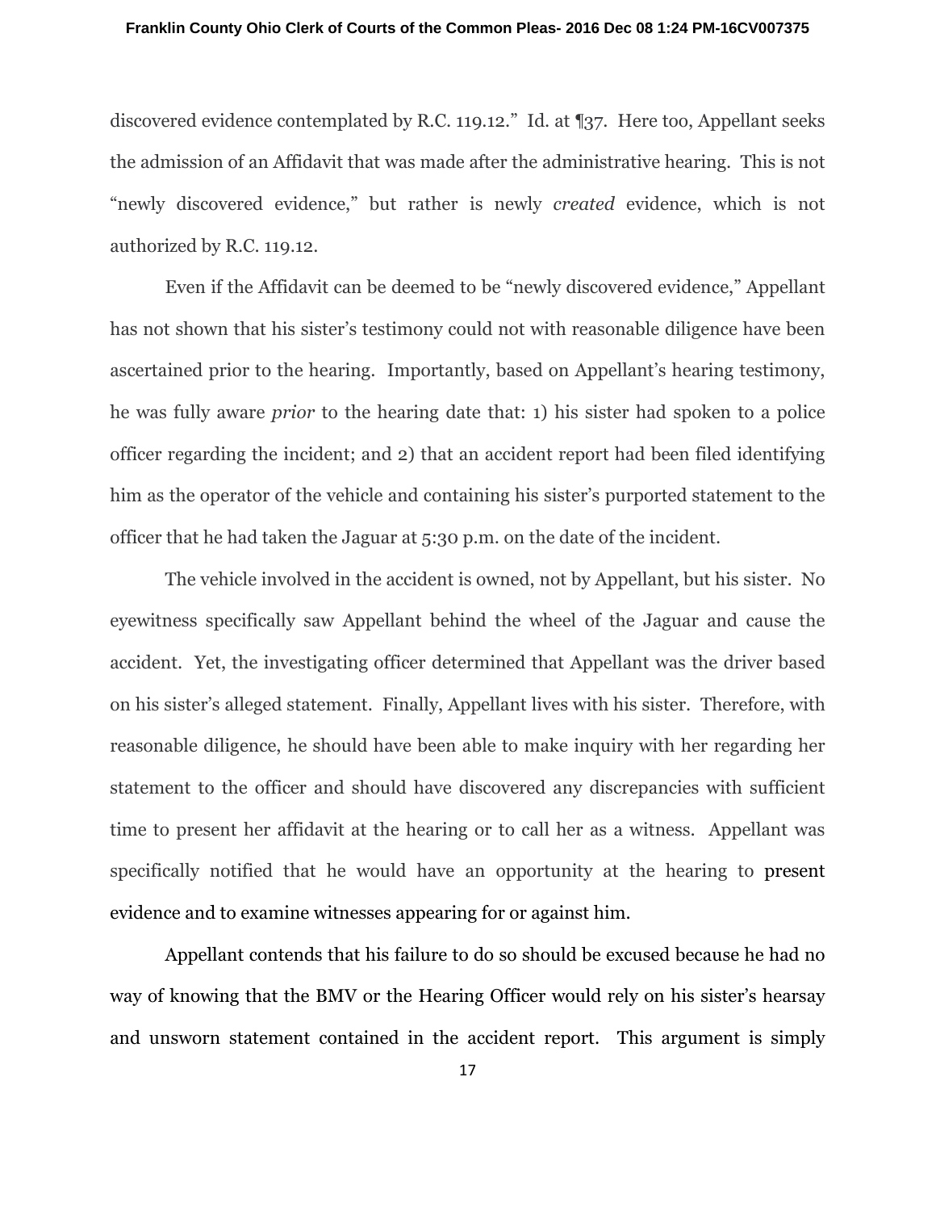discovered evidence contemplated by R.C. 119.12." Id. at ¶37. Here too, Appellant seeks the admission of an Affidavit that was made after the administrative hearing. This is not "newly discovered evidence," but rather is newly *created* evidence, which is not authorized by R.C. 119.12.

Even if the Affidavit can be deemed to be "newly discovered evidence," Appellant has not shown that his sister's testimony could not with reasonable diligence have been ascertained prior to the hearing. Importantly, based on Appellant's hearing testimony, he was fully aware *prior* to the hearing date that: 1) his sister had spoken to a police officer regarding the incident; and 2) that an accident report had been filed identifying him as the operator of the vehicle and containing his sister's purported statement to the officer that he had taken the Jaguar at 5:30 p.m. on the date of the incident.

The vehicle involved in the accident is owned, not by Appellant, but his sister. No eyewitness specifically saw Appellant behind the wheel of the Jaguar and cause the accident. Yet, the investigating officer determined that Appellant was the driver based on his sister's alleged statement. Finally, Appellant lives with his sister. Therefore, with reasonable diligence, he should have been able to make inquiry with her regarding her statement to the officer and should have discovered any discrepancies with sufficient time to present her affidavit at the hearing or to call her as a witness. Appellant was specifically notified that he would have an opportunity at the hearing to present evidence and to examine witnesses appearing for or against him.

Appellant contends that his failure to do so should be excused because he had no way of knowing that the BMV or the Hearing Officer would rely on his sister's hearsay and unsworn statement contained in the accident report. This argument is simply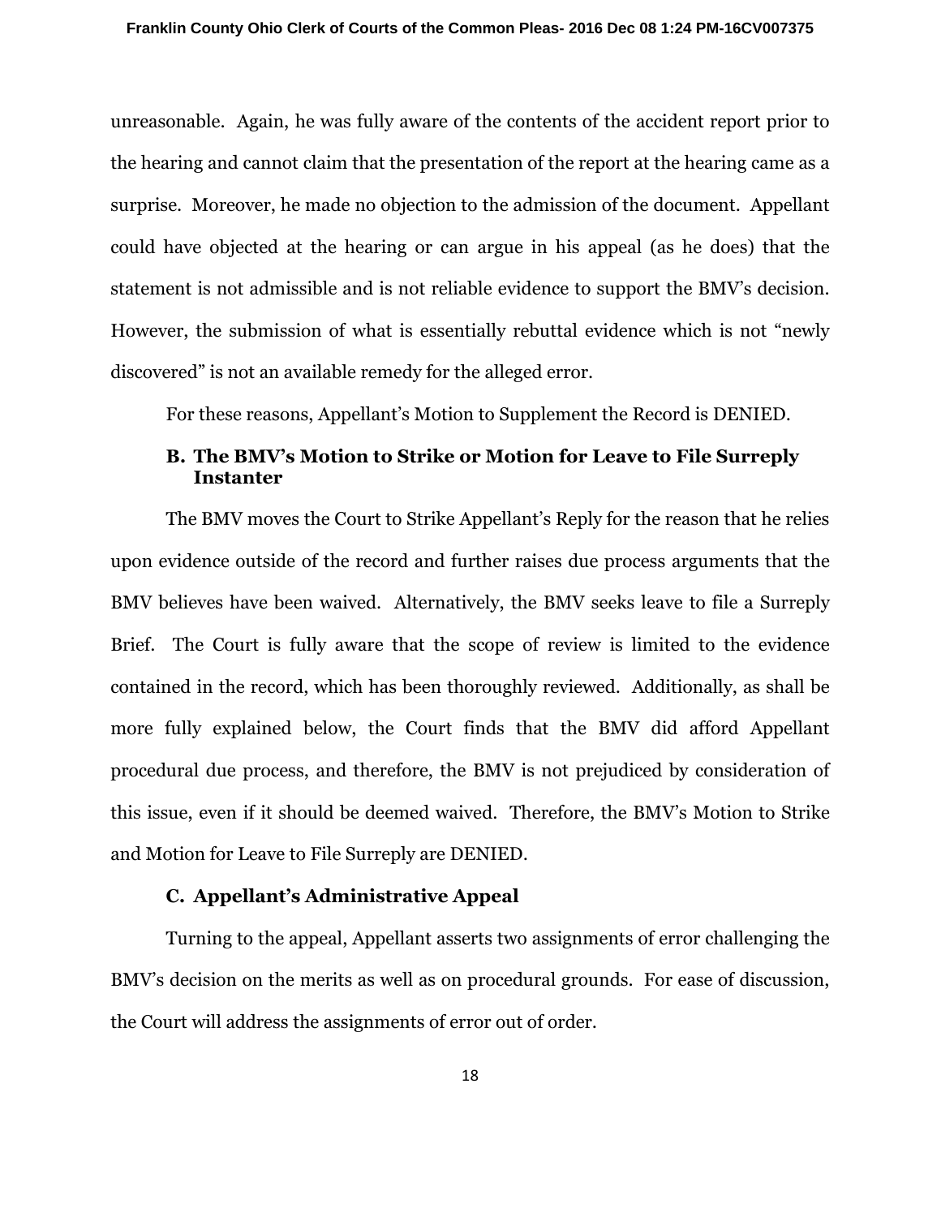unreasonable. Again, he was fully aware of the contents of the accident report prior to the hearing and cannot claim that the presentation of the report at the hearing came as a surprise. Moreover, he made no objection to the admission of the document. Appellant could have objected at the hearing or can argue in his appeal (as he does) that the statement is not admissible and is not reliable evidence to support the BMV's decision. However, the submission of what is essentially rebuttal evidence which is not "newly discovered" is not an available remedy for the alleged error.

For these reasons, Appellant's Motion to Supplement the Record is DENIED.

### B. The BMV's Motion to Strike or Motion for Leave to File Surreply Instanter

The BMV moves the Court to Strike Appellant's Reply for the reason that he relies upon evidence outside of the record and further raises due process arguments that the BMV believes have been waived. Alternatively, the BMV seeks leave to file a Surreply Brief. The Court is fully aware that the scope of review is limited to the evidence contained in the record, which has been thoroughly reviewed. Additionally, as shall be more fully explained below, the Court finds that the BMV did afford Appellant procedural due process, and therefore, the BMV is not prejudiced by consideration of this issue, even if it should be deemed waived. Therefore, the BMV's Motion to Strike and Motion for Leave to File Surreply are DENIED.

### C. Appellant's Administrative Appeal

Turning to the appeal, Appellant asserts two assignments of error challenging the BMV's decision on the merits as well as on procedural grounds. For ease of discussion, the Court will address the assignments of error out of order.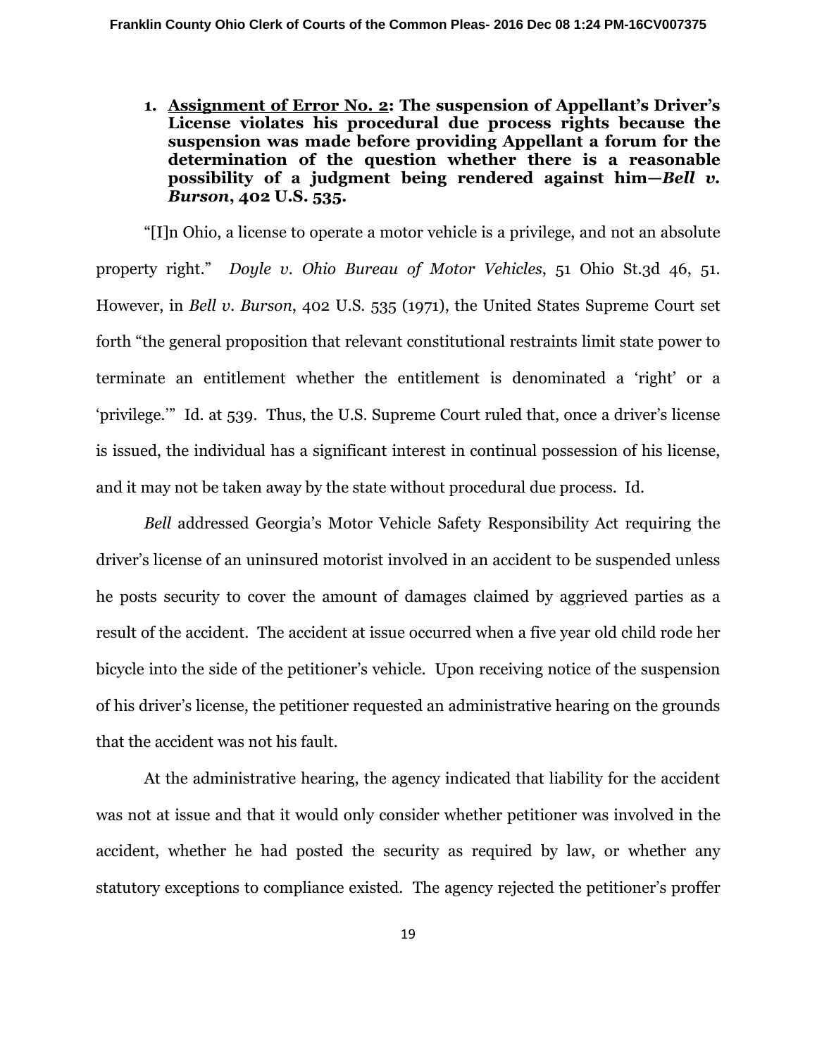1. **<u>Assignment of Error No. 2</u>: The suspension of Appellant's Driver's License violates his procedural due process rights because the suspension was made before providing Appellant a forum for the determination of the question whether there is a reasonable possibility of a judgment being rendered against him—*Bell v. Burson*, 402 U.S. 535.**

"[I]n Ohio, a license to operate a motor vehicle is a privilege, and not an absolute property right." *Doyle v. Ohio Bureau of Motor Vehicles*, 51 Ohio St.3d 46, 51. However, in *Bell v. Burson*, 402 U.S. 535 (1971), the United States Supreme Court set forth "the general proposition that relevant constitutional restraints limit state power to terminate an entitlement whether the entitlement is denominated a 'right' or a 'privilege.'" Id. at 539. Thus, the U.S. Supreme Court ruled that, once a driver's license is issued, the individual has a significant interest in continual possession of his license, and it may not be taken away by the state without procedural due process. Id.

*Bell* addressed Georgia's Motor Vehicle Safety Responsibility Act requiring the driver's license of an uninsured motorist involved in an accident to be suspended unless he posts security to cover the amount of damages claimed by aggrieved parties as a result of the accident. The accident at issue occurred when a five year old child rode her bicycle into the side of the petitioner's vehicle. Upon receiving notice of the suspension of his driver's license, the petitioner requested an administrative hearing on the grounds that the accident was not his fault.

At the administrative hearing, the agency indicated that liability for the accident was not at issue and that it would only consider whether petitioner was involved in the accident, whether he had posted the security as required by law, or whether any statutory exceptions to compliance existed. The agency rejected the petitioner's proffer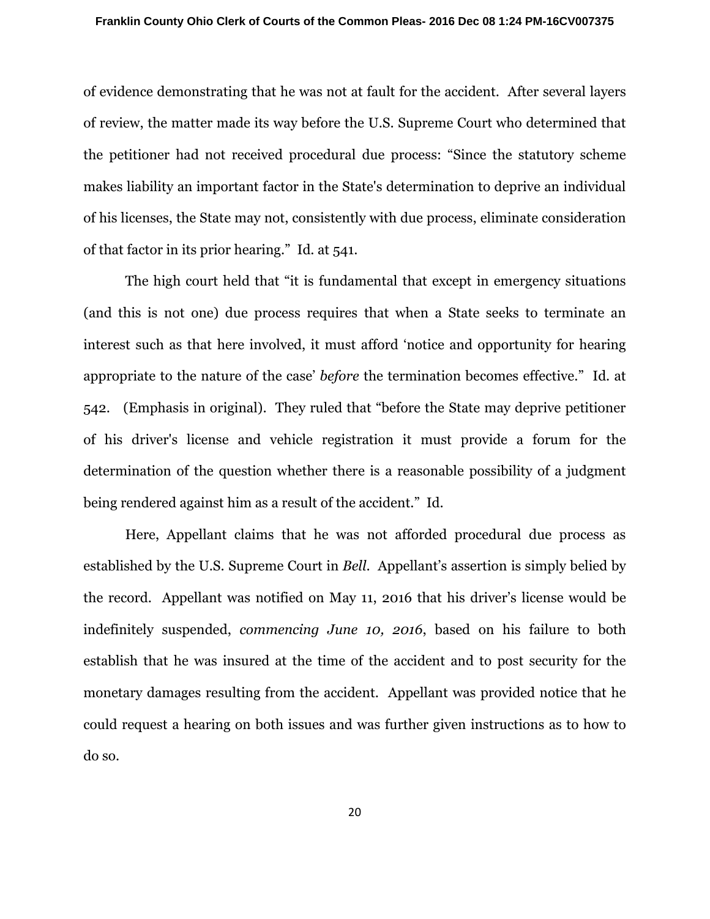of evidence demonstrating that he was not at fault for the accident. After several layers of review, the matter made its way before the U.S. Supreme Court who determined that the petitioner had not received procedural due process: "Since the statutory scheme makes liability an important factor in the State's determination to deprive an individual of his licenses, the State may not, consistently with due process, eliminate consideration of that factor in its prior hearing." Id. at 541.

The high court held that "it is fundamental that except in emergency situations (and this is not one) due process requires that when a State seeks to terminate an interest such as that here involved, it must afford 'notice and opportunity for hearing appropriate to the nature of the case' *before* the termination becomes effective." Id. at 542. (Emphasis in original). They ruled that "before the State may deprive petitioner of his driver's license and vehicle registration it must provide a forum for the determination of the question whether there is a reasonable possibility of a judgment being rendered against him as a result of the accident." Id.

Here, Appellant claims that he was not afforded procedural due process as established by the U.S. Supreme Court in *Bell*. Appellant's assertion is simply belied by the record. Appellant was notified on May 11, 2016 that his driver's license would be indefinitely suspended, *commencing June 10, 2016*, based on his failure to both establish that he was insured at the time of the accident and to post security for the monetary damages resulting from the accident. Appellant was provided notice that he could request a hearing on both issues and was further given instructions as to how to do so.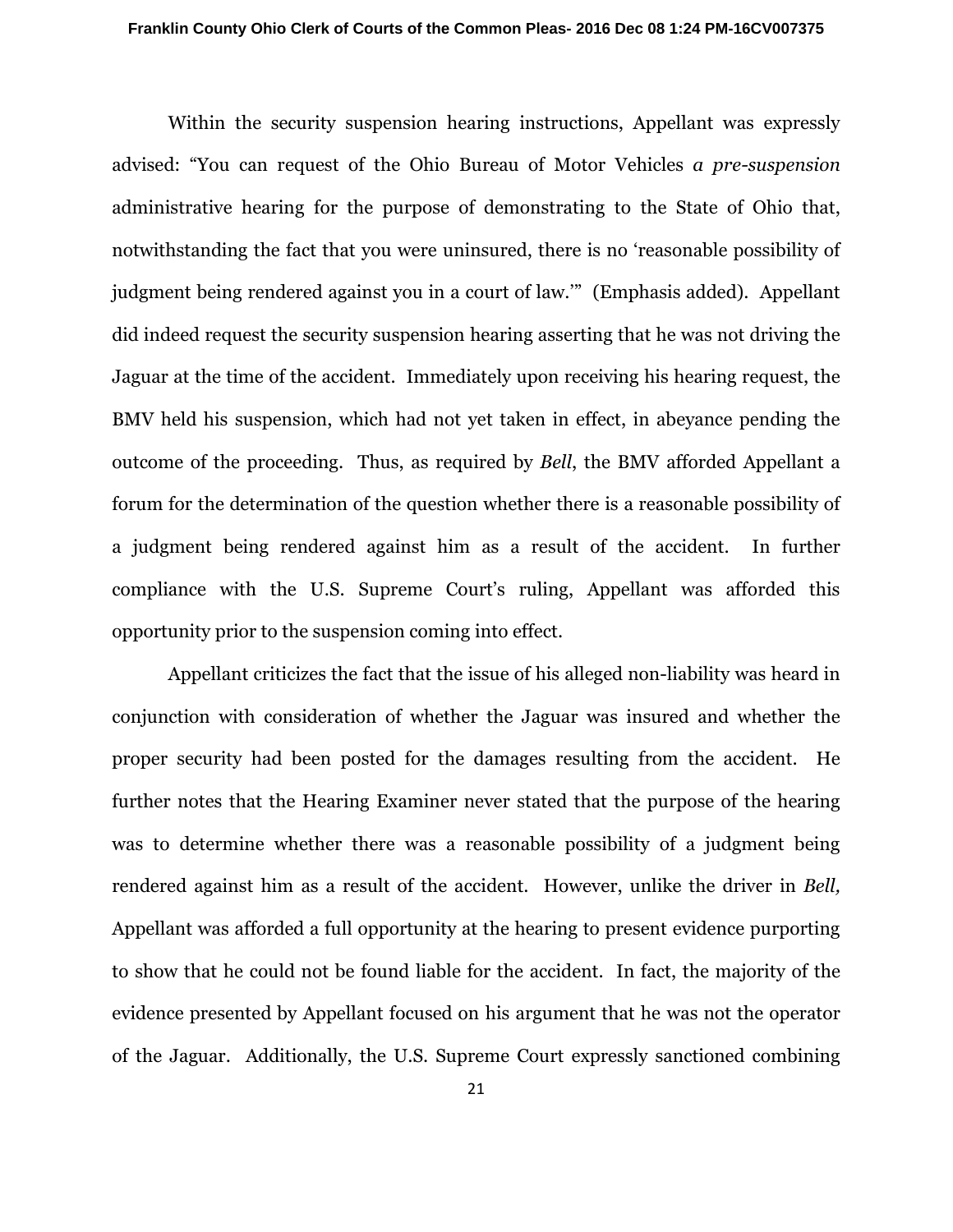Within the security suspension hearing instructions, Appellant was expressly advised: "You can request of the Ohio Bureau of Motor Vehicles *a pre-suspension* administrative hearing for the purpose of demonstrating to the State of Ohio that, notwithstanding the fact that you were uninsured, there is no 'reasonable possibility of judgment being rendered against you in a court of law.'" (Emphasis added). Appellant did indeed request the security suspension hearing asserting that he was not driving the Jaguar at the time of the accident. Immediately upon receiving his hearing request, the BMV held his suspension, which had not yet taken in effect, in abeyance pending the outcome of the proceeding. Thus, as required by *Bell*, the BMV afforded Appellant a forum for the determination of the question whether there is a reasonable possibility of a judgment being rendered against him as a result of the accident. In further compliance with the U.S. Supreme Court's ruling, Appellant was afforded this opportunity prior to the suspension coming into effect.

Appellant criticizes the fact that the issue of his alleged non-liability was heard in conjunction with consideration of whether the Jaguar was insured and whether the proper security had been posted for the damages resulting from the accident. He further notes that the Hearing Examiner never stated that the purpose of the hearing was to determine whether there was a reasonable possibility of a judgment being rendered against him as a result of the accident. However, unlike the driver in *Bell,* Appellant was afforded a full opportunity at the hearing to present evidence purporting to show that he could not be found liable for the accident. In fact, the majority of the evidence presented by Appellant focused on his argument that he was not the operator of the Jaguar. Additionally, the U.S. Supreme Court expressly sanctioned combining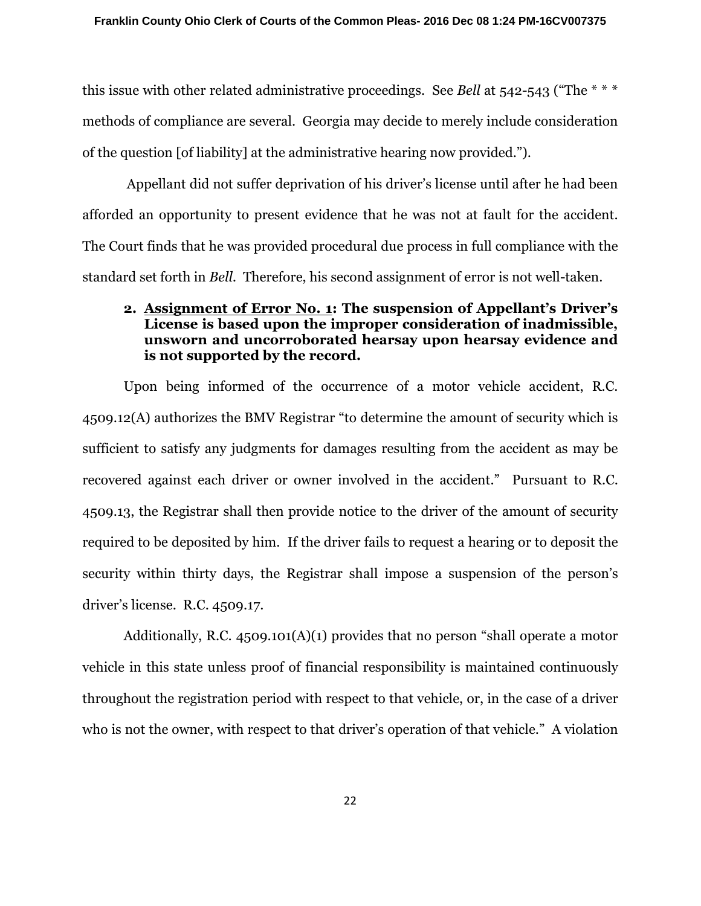this issue with other related administrative proceedings. See *Bell* at 542-543 ("The * * * methods of compliance are several. Georgia may decide to merely include consideration of the question [of liability] at the administrative hearing now provided.").

Appellant did not suffer deprivation of his driver's license until after he had been afforded an opportunity to present evidence that he was not at fault for the accident. The Court finds that he was provided procedural due process in full compliance with the standard set forth in *Bell*. Therefore, his second assignment of error is not well-taken.

**2. <u>Assignment of Error No. 1</u>: The suspension of Appellant's Driver's License is based upon the improper consideration of inadmissible, unsworn and uncorroborated hearsay upon hearsay evidence and is not supported by the record.**

Upon being informed of the occurrence of a motor vehicle accident, R.C. 4509.12(A) authorizes the BMV Registrar "to determine the amount of security which is sufficient to satisfy any judgments for damages resulting from the accident as may be recovered against each driver or owner involved in the accident." Pursuant to R.C. 4509.13, the Registrar shall then provide notice to the driver of the amount of security required to be deposited by him. If the driver fails to request a hearing or to deposit the security within thirty days, the Registrar shall impose a suspension of the person's driver's license. R.C. 4509.17.

Additionally, R.C. 4509.101(A)(1) provides that no person "shall operate a motor vehicle in this state unless proof of financial responsibility is maintained continuously throughout the registration period with respect to that vehicle, or, in the case of a driver who is not the owner, with respect to that driver's operation of that vehicle." A violation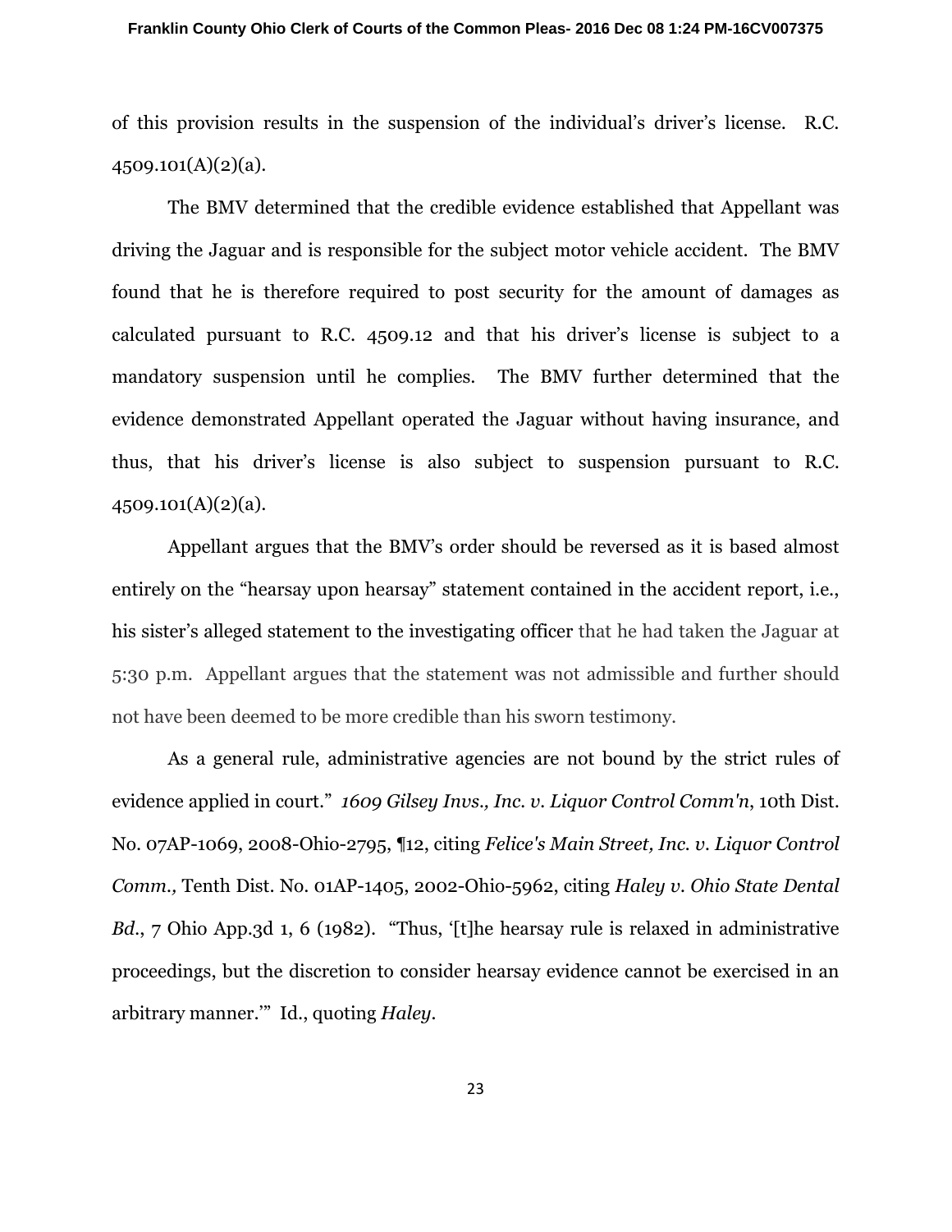of this provision results in the suspension of the individual's driver's license. R.C. 4509.101(A)(2)(a).

The BMV determined that the credible evidence established that Appellant was driving the Jaguar and is responsible for the subject motor vehicle accident. The BMV found that he is therefore required to post security for the amount of damages as calculated pursuant to R.C. 4509.12 and that his driver's license is subject to a mandatory suspension until he complies. The BMV further determined that the evidence demonstrated Appellant operated the Jaguar without having insurance, and thus, that his driver's license is also subject to suspension pursuant to R.C. 4509.101(A)(2)(a).

Appellant argues that the BMV's order should be reversed as it is based almost entirely on the "hearsay upon hearsay" statement contained in the accident report, i.e., his sister's alleged statement to the investigating officer that he had taken the Jaguar at 5:30 p.m. Appellant argues that the statement was not admissible and further should not have been deemed to be more credible than his sworn testimony.

As a general rule, administrative agencies are not bound by the strict rules of evidence applied in court." *1609 Gilsey Invs., Inc. v. Liquor Control Comm'n*, 10th Dist. No. 07AP-1069, 2008-Ohio-2795, ¶12, citing *Felice's Main Street, Inc. v. Liquor Control Comm.,* Tenth Dist. No. 01AP-1405, 2002-Ohio-5962, citing *Haley v. Ohio State Dental Bd.*, 7 Ohio App.3d 1, 6 (1982). "Thus, '[t]he hearsay rule is relaxed in administrative proceedings, but the discretion to consider hearsay evidence cannot be exercised in an arbitrary manner.'" Id., quoting *Haley*.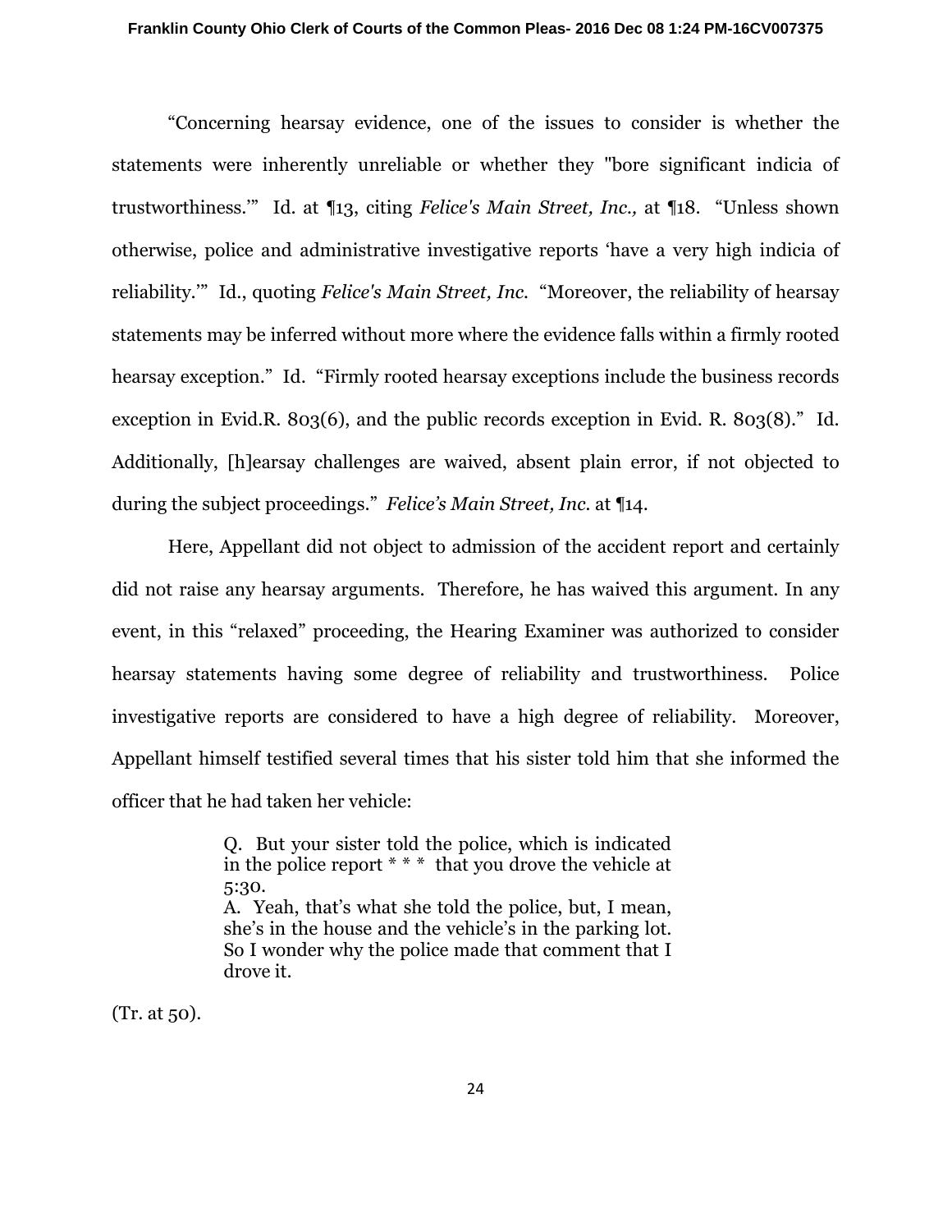"Concerning hearsay evidence, one of the issues to consider is whether the statements were inherently unreliable or whether they "bore significant indicia of trustworthiness.'" Id. at ¶13, citing *Felice's Main Street, Inc.,* at ¶18. "Unless shown otherwise, police and administrative investigative reports 'have a very high indicia of reliability.'" Id., quoting *Felice's Main Street, Inc.* "Moreover, the reliability of hearsay statements may be inferred without more where the evidence falls within a firmly rooted hearsay exception." Id. "Firmly rooted hearsay exceptions include the business records exception in Evid.R. 803(6), and the public records exception in Evid. R. 803(8)." Id. Additionally, [h]earsay challenges are waived, absent plain error, if not objected to during the subject proceedings." *Felice's Main Street, Inc.* at ¶14.

Here, Appellant did not object to admission of the accident report and certainly did not raise any hearsay arguments. Therefore, he has waived this argument. In any event, in this "relaxed" proceeding, the Hearing Examiner was authorized to consider hearsay statements having some degree of reliability and trustworthiness. Police investigative reports are considered to have a high degree of reliability. Moreover, Appellant himself testified several times that his sister told him that she informed the officer that he had taken her vehicle:

> Q. But your sister told the police, which is indicated in the police report * * * that you drove the vehicle at 5:30.
> A. Yeah, that's what she told the police, but, I mean, she's in the house and the vehicle's in the parking lot. So I wonder why the police made that comment that I drove it.

(Tr. at 50).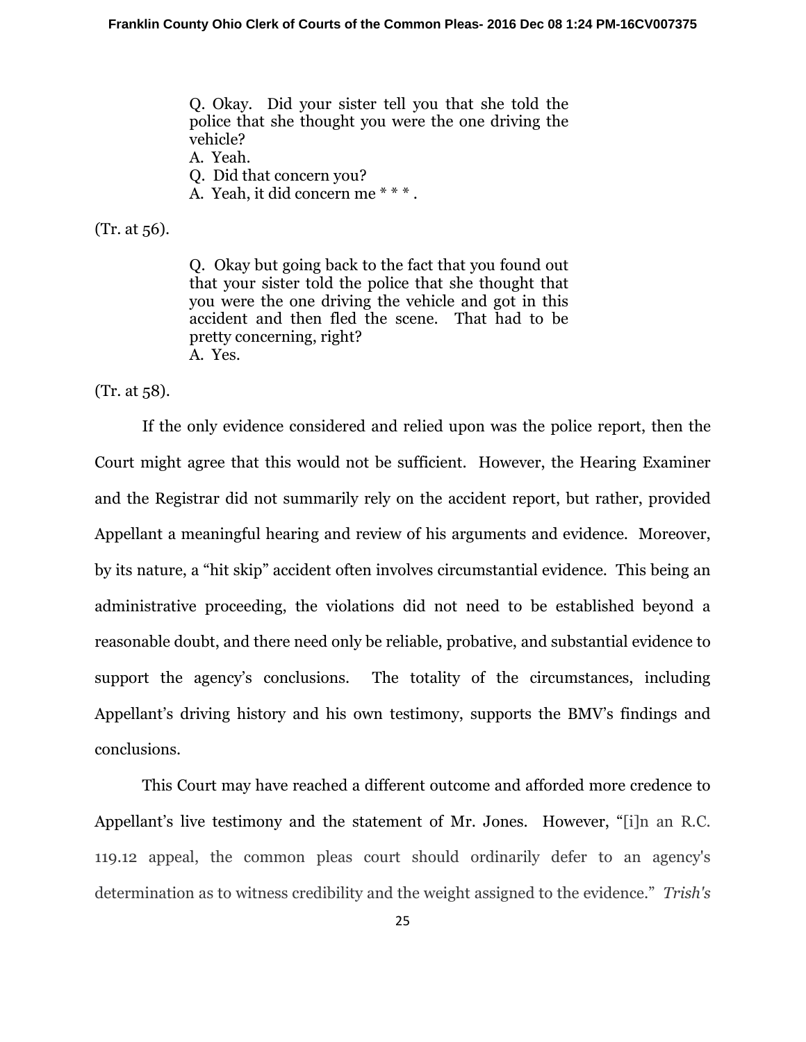> Q. Okay. Did your sister tell you that she told the police that she thought you were the one driving the vehicle?
> A. Yeah.
> Q. Did that concern you?
> A. Yeah, it did concern me * * * .

(Tr. at 56).

> Q. Okay but going back to the fact that you found out that your sister told the police that she thought that you were the one driving the vehicle and got in this accident and then fled the scene. That had to be pretty concerning, right?
> A. Yes.

(Tr. at 58).

If the only evidence considered and relied upon was the police report, then the Court might agree that this would not be sufficient. However, the Hearing Examiner and the Registrar did not summarily rely on the accident report, but rather, provided Appellant a meaningful hearing and review of his arguments and evidence. Moreover, by its nature, a "hit skip" accident often involves circumstantial evidence. This being an administrative proceeding, the violations did not need to be established beyond a reasonable doubt, and there need only be reliable, probative, and substantial evidence to support the agency's conclusions. The totality of the circumstances, including Appellant's driving history and his own testimony, supports the BMV's findings and conclusions.

This Court may have reached a different outcome and afforded more credence to Appellant's live testimony and the statement of Mr. Jones. However, "[i]n an R.C. 119.12 appeal, the common pleas court should ordinarily defer to an agency's determination as to witness credibility and the weight assigned to the evidence." *Trish's*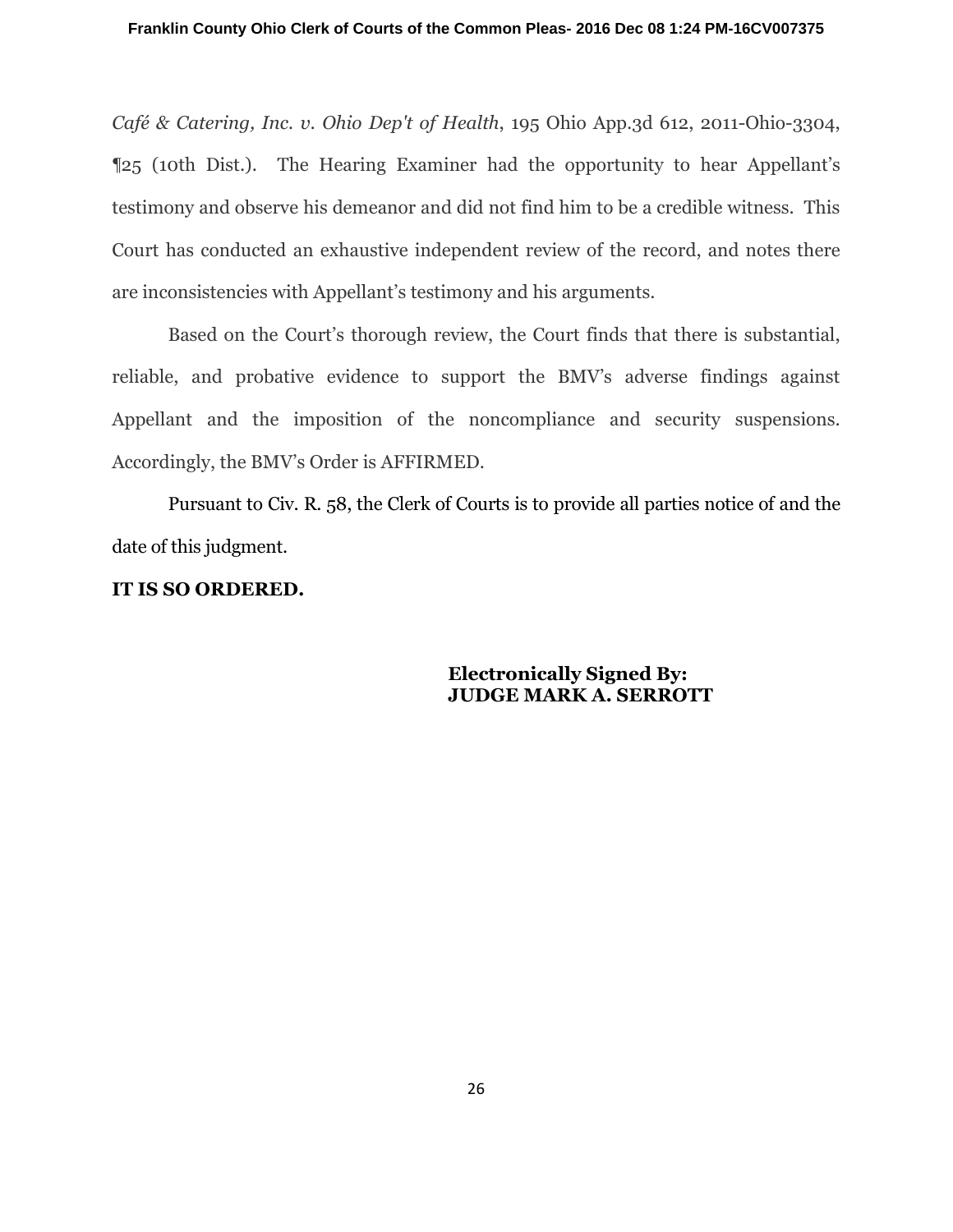*Café & Catering, Inc. v. Ohio Dep't of Health*, 195 Ohio App.3d 612, 2011-Ohio-3304, ¶25 (10th Dist.). The Hearing Examiner had the opportunity to hear Appellant's testimony and observe his demeanor and did not find him to be a credible witness. This Court has conducted an exhaustive independent review of the record, and notes there are inconsistencies with Appellant's testimony and his arguments.

Based on the Court's thorough review, the Court finds that there is substantial, reliable, and probative evidence to support the BMV's adverse findings against Appellant and the imposition of the noncompliance and security suspensions. Accordingly, the BMV's Order is AFFIRMED.

Pursuant to Civ. R. 58, the Clerk of Courts is to provide all parties notice of and the date of this judgment.

**IT IS SO ORDERED.**

**Electronically Signed By:**
**JUDGE MARK A. SERROTT**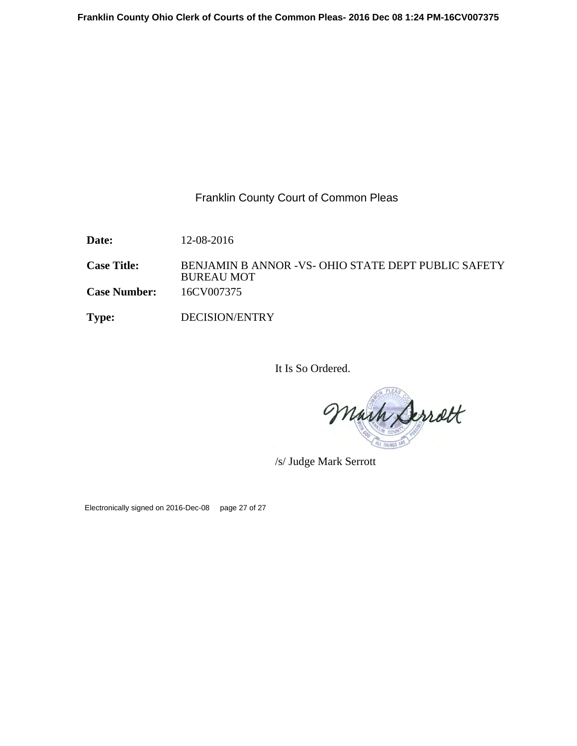Franklin County Court of Common Pleas

| | |
|---|---|
| **Date:** | 12-08-2016 |
| **Case Title:** | BENJAMIN B ANNOR -VS- OHIO STATE DEPT PUBLIC SAFETY BUREAU MOT |
| **Case Number:** | 16CV007375 |
| **Type:** | DECISION/ENTRY |

It Is So Ordered.

/s/ Judge Mark Serrott

Electronically signed on 2016-Dec-08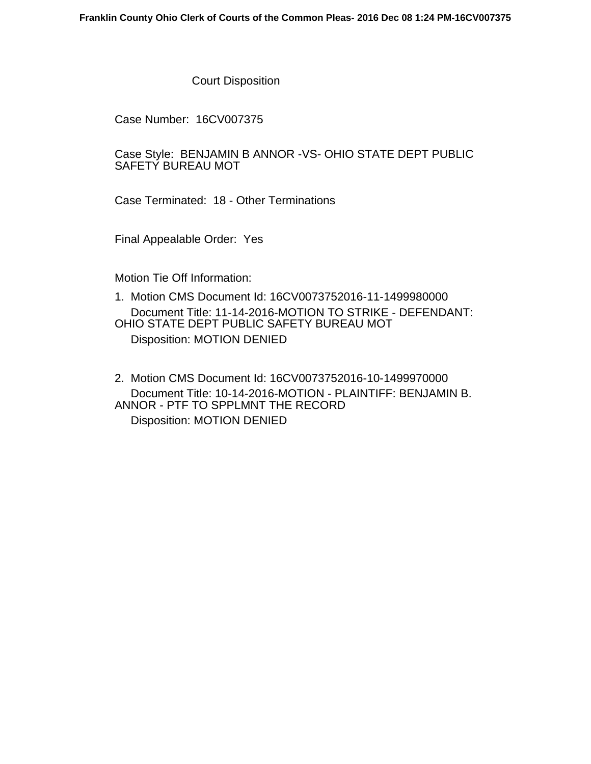# Court Disposition

Case Number: 16CV007375

Case Style: BENJAMIN B ANNOR -VS- OHIO STATE DEPT PUBLIC SAFETY BUREAU MOT

Case Terminated: 18 - Other Terminations

Final Appealable Order: Yes

Motion Tie Off Information:

1. Motion CMS Document Id: 16CV0073752016-11-1499980000
   Document Title: 11-14-2016-MOTION TO STRIKE - DEFENDANT: OHIO STATE DEPT PUBLIC SAFETY BUREAU MOT
   Disposition: MOTION DENIED

2. Motion CMS Document Id: 16CV0073752016-10-1499970000
   Document Title: 10-14-2016-MOTION - PLAINTIFF: BENJAMIN B. ANNOR - PTF TO SPPLMNT THE RECORD
   Disposition: MOTION DENIED